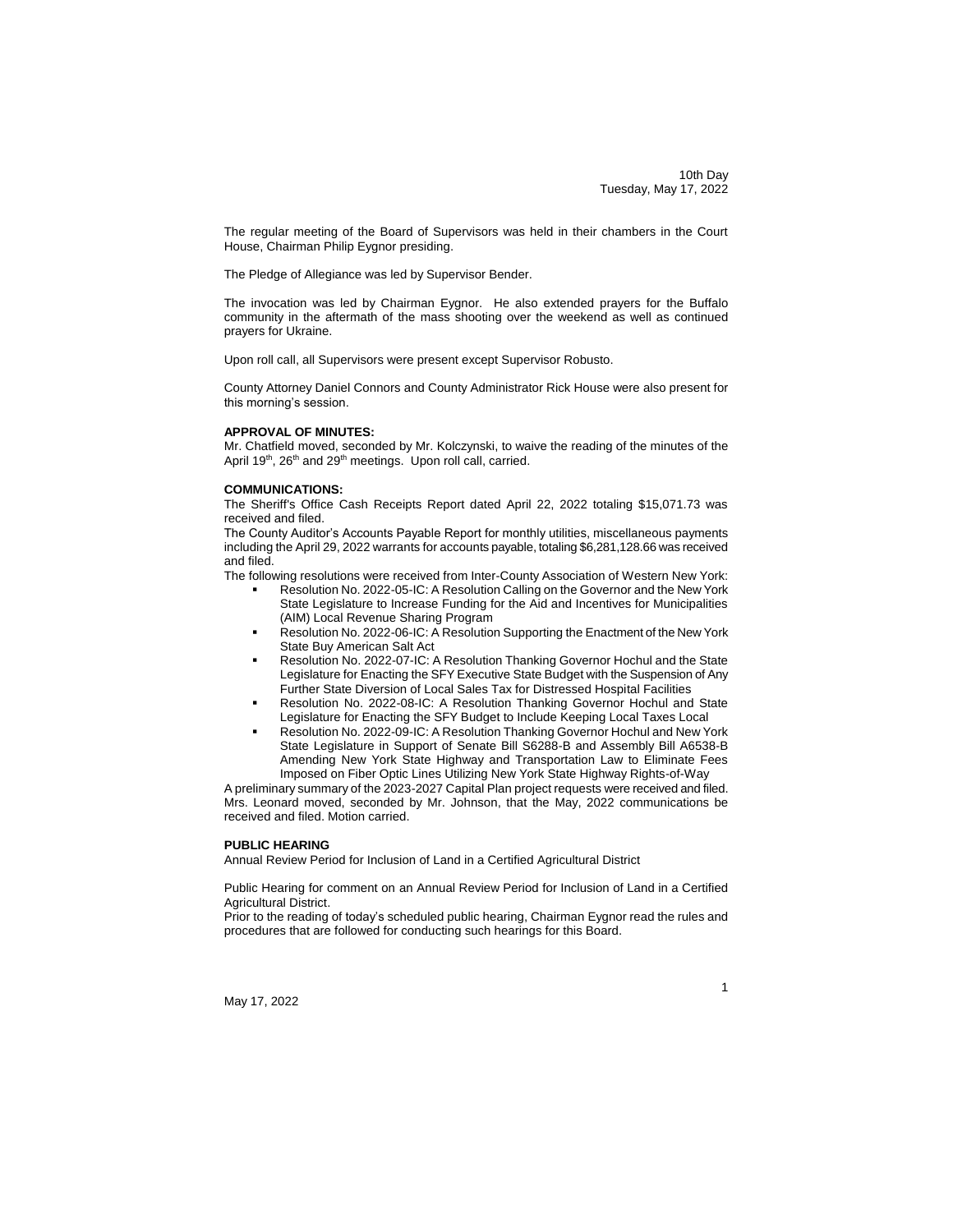10th Day
Tuesday, May 17, 2022

The regular meeting of the Board of Supervisors was held in their chambers in the Court House, Chairman Philip Eygnor presiding.

The Pledge of Allegiance was led by Supervisor Bender.

The invocation was led by Chairman Eygnor. He also extended prayers for the Buffalo community in the aftermath of the mass shooting over the weekend as well as continued prayers for Ukraine.

Upon roll call, all Supervisors were present except Supervisor Robusto.

County Attorney Daniel Connors and County Administrator Rick House were also present for this morning's session.

**APPROVAL OF MINUTES:**
Mr. Chatfield moved, seconded by Mr. Kolczynski, to waive the reading of the minutes of the April 19th, 26th and 29th meetings. Upon roll call, carried.

**COMMUNICATIONS:**
The Sheriff's Office Cash Receipts Report dated April 22, 2022 totaling $15,071.73 was received and filed.
The County Auditor's Accounts Payable Report for monthly utilities, miscellaneous payments including the April 29, 2022 warrants for accounts payable, totaling $6,281,128.66 was received and filed.
The following resolutions were received from Inter-County Association of Western New York:

- Resolution No. 2022-05-IC: A Resolution Calling on the Governor and the New York State Legislature to Increase Funding for the Aid and Incentives for Municipalities (AIM) Local Revenue Sharing Program
- Resolution No. 2022-06-IC: A Resolution Supporting the Enactment of the New York State Buy American Salt Act
- Resolution No. 2022-07-IC: A Resolution Thanking Governor Hochul and the State Legislature for Enacting the SFY Executive State Budget with the Suspension of Any Further State Diversion of Local Sales Tax for Distressed Hospital Facilities
- Resolution No. 2022-08-IC: A Resolution Thanking Governor Hochul and State Legislature for Enacting the SFY Budget to Include Keeping Local Taxes Local
- Resolution No. 2022-09-IC: A Resolution Thanking Governor Hochul and New York State Legislature in Support of Senate Bill S6288-B and Assembly Bill A6538-B Amending New York State Highway and Transportation Law to Eliminate Fees Imposed on Fiber Optic Lines Utilizing New York State Highway Rights-of-Way

A preliminary summary of the 2023-2027 Capital Plan project requests were received and filed.
Mrs. Leonard moved, seconded by Mr. Johnson, that the May, 2022 communications be received and filed. Motion carried.

**PUBLIC HEARING**
Annual Review Period for Inclusion of Land in a Certified Agricultural District

Public Hearing for comment on an Annual Review Period for Inclusion of Land in a Certified Agricultural District.
Prior to the reading of today's scheduled public hearing, Chairman Eygnor read the rules and procedures that are followed for conducting such hearings for this Board.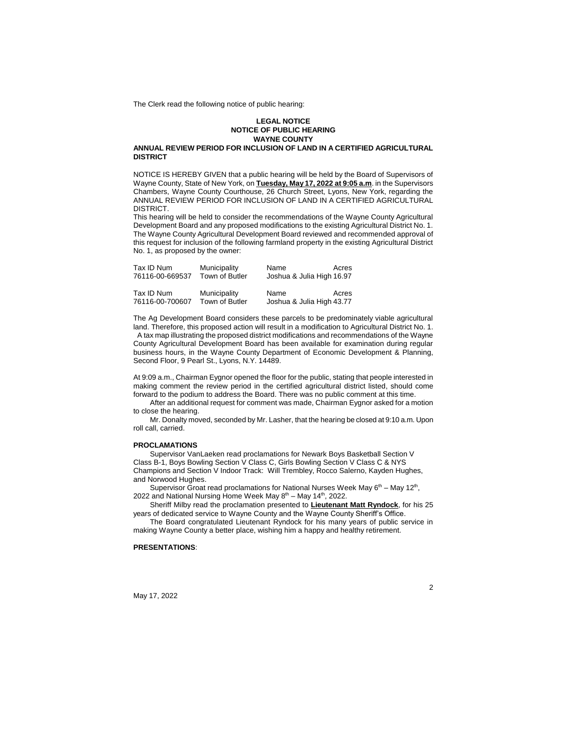The Clerk read the following notice of public hearing:

**LEGAL NOTICE**
**NOTICE OF PUBLIC HEARING**
**WAYNE COUNTY**
**ANNUAL REVIEW PERIOD FOR INCLUSION OF LAND IN A CERTIFIED AGRICULTURAL DISTRICT**

NOTICE IS HEREBY GIVEN that a public hearing will be held by the Board of Supervisors of Wayne County, State of New York, on **Tuesday, May 17, 2022 at 9:05 a.m**. in the Supervisors Chambers, Wayne County Courthouse, 26 Church Street, Lyons, New York, regarding the ANNUAL REVIEW PERIOD FOR INCLUSION OF LAND IN A CERTIFIED AGRICULTURAL DISTRICT.
This hearing will be held to consider the recommendations of the Wayne County Agricultural Development Board and any proposed modifications to the existing Agricultural District No. 1. The Wayne County Agricultural Development Board reviewed and recommended approval of this request for inclusion of the following farmland property in the existing Agricultural District No. 1, as proposed by the owner:

| Tax ID Num | Municipality | Name | Acres |
|---|---|---|---|
| 76116-00-669537 | Town of Butler | Joshua & Julia High | 16.97 |

| Tax ID Num | Municipality | Name | Acres |
|---|---|---|---|
| 76116-00-700607 | Town of Butler | Joshua & Julia High | 43.77 |

The Ag Development Board considers these parcels to be predominately viable agricultural land. Therefore, this proposed action will result in a modification to Agricultural District No. 1. A tax map illustrating the proposed district modifications and recommendations of the Wayne County Agricultural Development Board has been available for examination during regular business hours, in the Wayne County Department of Economic Development & Planning, Second Floor, 9 Pearl St., Lyons, N.Y. 14489.

At 9:09 a.m., Chairman Eygnor opened the floor for the public, stating that people interested in making comment the review period in the certified agricultural district listed, should come forward to the podium to address the Board. There was no public comment at this time.

After an additional request for comment was made, Chairman Eygnor asked for a motion to close the hearing.

Mr. Donalty moved, seconded by Mr. Lasher, that the hearing be closed at 9:10 a.m. Upon roll call, carried.

**PROCLAMATIONS**

Supervisor VanLaeken read proclamations for Newark Boys Basketball Section V Class B-1, Boys Bowling Section V Class C, Girls Bowling Section V Class C & NYS Champions and Section V Indoor Track: Will Trembley, Rocco Salerno, Kayden Hughes, and Norwood Hughes.

Supervisor Groat read proclamations for National Nurses Week May 6th – May 12th, 2022 and National Nursing Home Week May 8th – May 14th, 2022.

Sheriff Milby read the proclamation presented to **Lieutenant Matt Ryndock**, for his 25 years of dedicated service to Wayne County and the Wayne County Sheriff's Office.

The Board congratulated Lieutenant Ryndock for his many years of public service in making Wayne County a better place, wishing him a happy and healthy retirement.

**PRESENTATIONS**:

May 17, 2022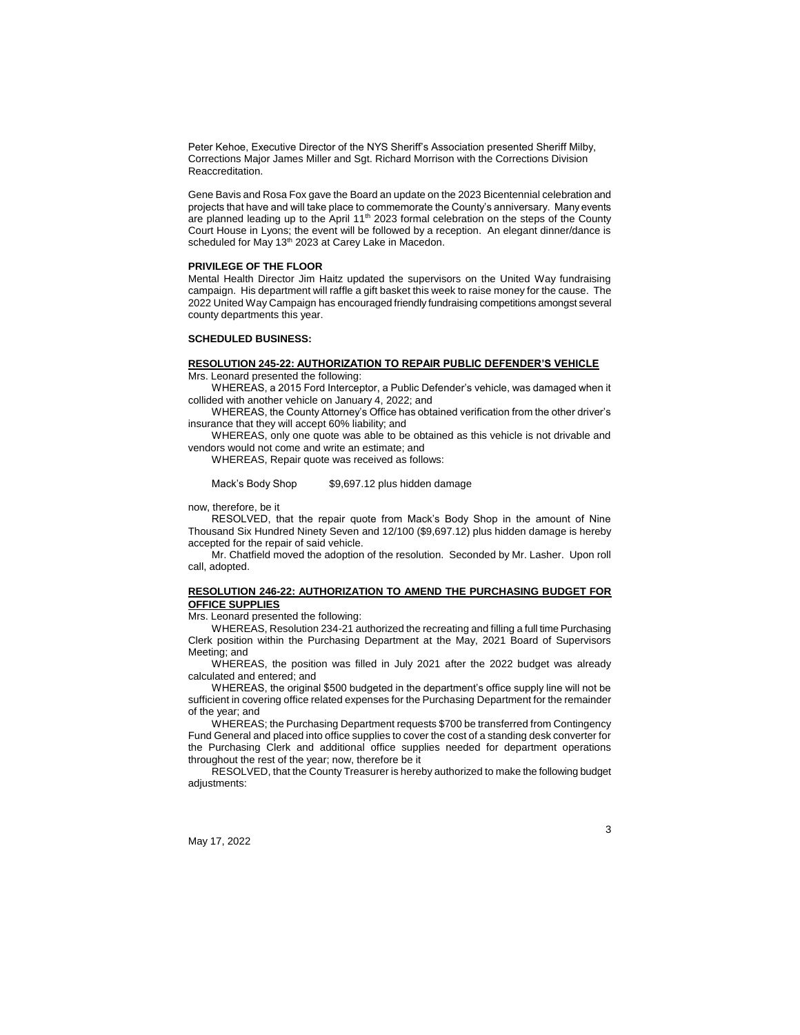Peter Kehoe, Executive Director of the NYS Sheriff's Association presented Sheriff Milby, Corrections Major James Miller and Sgt. Richard Morrison with the Corrections Division Reaccreditation.

Gene Bavis and Rosa Fox gave the Board an update on the 2023 Bicentennial celebration and projects that have and will take place to commemorate the County's anniversary. Many events are planned leading up to the April 11th 2023 formal celebration on the steps of the County Court House in Lyons; the event will be followed by a reception. An elegant dinner/dance is scheduled for May 13th 2023 at Carey Lake in Macedon.

**PRIVILEGE OF THE FLOOR**

Mental Health Director Jim Haitz updated the supervisors on the United Way fundraising campaign. His department will raffle a gift basket this week to raise money for the cause. The 2022 United Way Campaign has encouraged friendly fundraising competitions amongst several county departments this year.

**SCHEDULED BUSINESS:**

**RESOLUTION 245-22: AUTHORIZATION TO REPAIR PUBLIC DEFENDER'S VEHICLE**

Mrs. Leonard presented the following:

WHEREAS, a 2015 Ford Interceptor, a Public Defender's vehicle, was damaged when it collided with another vehicle on January 4, 2022; and

WHEREAS, the County Attorney's Office has obtained verification from the other driver's insurance that they will accept 60% liability; and

WHEREAS, only one quote was able to be obtained as this vehicle is not drivable and vendors would not come and write an estimate; and

WHEREAS, Repair quote was received as follows:

Mack's Body Shop $9,697.12 plus hidden damage

now, therefore, be it

RESOLVED, that the repair quote from Mack's Body Shop in the amount of Nine Thousand Six Hundred Ninety Seven and 12/100 ($9,697.12) plus hidden damage is hereby accepted for the repair of said vehicle.

Mr. Chatfield moved the adoption of the resolution. Seconded by Mr. Lasher. Upon roll call, adopted.

**RESOLUTION 246-22: AUTHORIZATION TO AMEND THE PURCHASING BUDGET FOR OFFICE SUPPLIES**

Mrs. Leonard presented the following:

WHEREAS, Resolution 234-21 authorized the recreating and filling a full time Purchasing Clerk position within the Purchasing Department at the May, 2021 Board of Supervisors Meeting; and

WHEREAS, the position was filled in July 2021 after the 2022 budget was already calculated and entered; and

WHEREAS, the original $500 budgeted in the department's office supply line will not be sufficient in covering office related expenses for the Purchasing Department for the remainder of the year; and

WHEREAS; the Purchasing Department requests $700 be transferred from Contingency Fund General and placed into office supplies to cover the cost of a standing desk converter for the Purchasing Clerk and additional office supplies needed for department operations throughout the rest of the year; now, therefore be it

RESOLVED, that the County Treasurer is hereby authorized to make the following budget adjustments: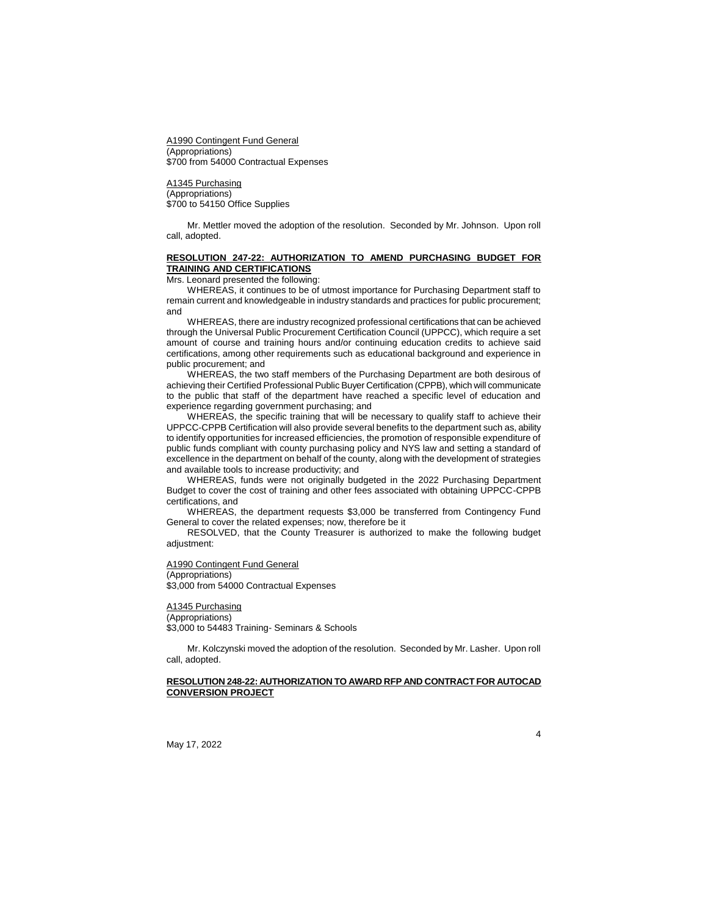A1990 Contingent Fund General
(Appropriations)
$700 from 54000 Contractual Expenses

A1345 Purchasing
(Appropriations)
$700 to 54150 Office Supplies

Mr. Mettler moved the adoption of the resolution. Seconded by Mr. Johnson. Upon roll call, adopted.

**RESOLUTION 247-22: AUTHORIZATION TO AMEND PURCHASING BUDGET FOR TRAINING AND CERTIFICATIONS**

Mrs. Leonard presented the following:

WHEREAS, it continues to be of utmost importance for Purchasing Department staff to remain current and knowledgeable in industry standards and practices for public procurement; and

WHEREAS, there are industry recognized professional certifications that can be achieved through the Universal Public Procurement Certification Council (UPPCC), which require a set amount of course and training hours and/or continuing education credits to achieve said certifications, among other requirements such as educational background and experience in public procurement; and

WHEREAS, the two staff members of the Purchasing Department are both desirous of achieving their Certified Professional Public Buyer Certification (CPPB), which will communicate to the public that staff of the department have reached a specific level of education and experience regarding government purchasing; and

WHEREAS, the specific training that will be necessary to qualify staff to achieve their UPPCC-CPPB Certification will also provide several benefits to the department such as, ability to identify opportunities for increased efficiencies, the promotion of responsible expenditure of public funds compliant with county purchasing policy and NYS law and setting a standard of excellence in the department on behalf of the county, along with the development of strategies and available tools to increase productivity; and

WHEREAS, funds were not originally budgeted in the 2022 Purchasing Department Budget to cover the cost of training and other fees associated with obtaining UPPCC-CPPB certifications, and

WHEREAS, the department requests $3,000 be transferred from Contingency Fund General to cover the related expenses; now, therefore be it

RESOLVED, that the County Treasurer is authorized to make the following budget adjustment:

A1990 Contingent Fund General
(Appropriations)
$3,000 from 54000 Contractual Expenses

A1345 Purchasing
(Appropriations)
$3,000 to 54483 Training- Seminars & Schools

Mr. Kolczynski moved the adoption of the resolution. Seconded by Mr. Lasher. Upon roll call, adopted.

**RESOLUTION 248-22: AUTHORIZATION TO AWARD RFP AND CONTRACT FOR AUTOCAD CONVERSION PROJECT**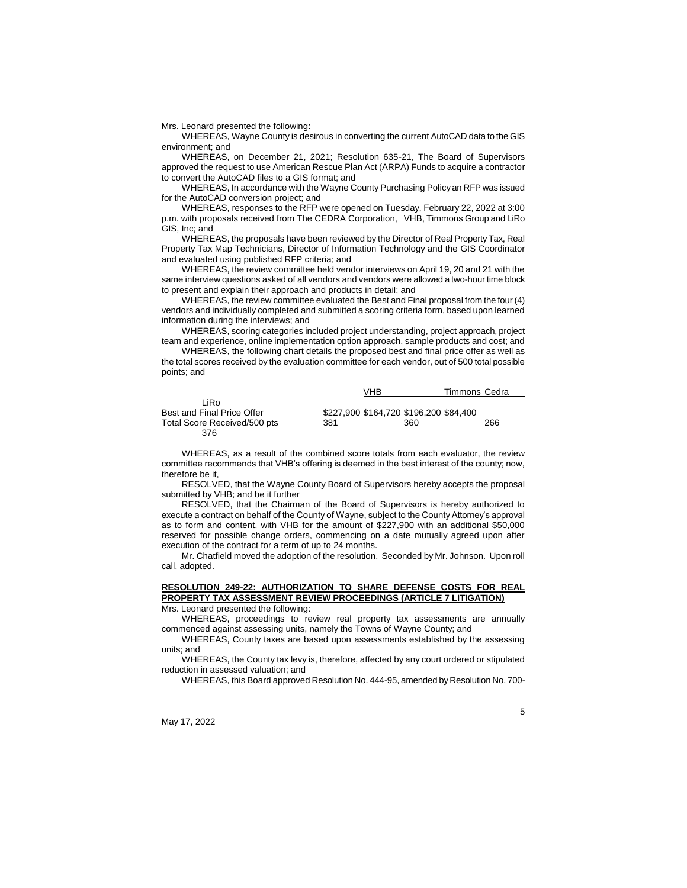Mrs. Leonard presented the following:

WHEREAS, Wayne County is desirous in converting the current AutoCAD data to the GIS environment; and

WHEREAS, on December 21, 2021; Resolution 635-21, The Board of Supervisors approved the request to use American Rescue Plan Act (ARPA) Funds to acquire a contractor to convert the AutoCAD files to a GIS format; and

WHEREAS, In accordance with the Wayne County Purchasing Policy an RFP was issued for the AutoCAD conversion project; and

WHEREAS, responses to the RFP were opened on Tuesday, February 22, 2022 at 3:00 p.m. with proposals received from The CEDRA Corporation, VHB, Timmons Group and LiRo GIS, Inc; and

WHEREAS, the proposals have been reviewed by the Director of Real Property Tax, Real Property Tax Map Technicians, Director of Information Technology and the GIS Coordinator and evaluated using published RFP criteria; and

WHEREAS, the review committee held vendor interviews on April 19, 20 and 21 with the same interview questions asked of all vendors and vendors were allowed a two-hour time block to present and explain their approach and products in detail; and

WHEREAS, the review committee evaluated the Best and Final proposal from the four (4) vendors and individually completed and submitted a scoring criteria form, based upon learned information during the interviews; and

WHEREAS, scoring categories included project understanding, project approach, project team and experience, online implementation option approach, sample products and cost; and

WHEREAS, the following chart details the proposed best and final price offer as well as the total scores received by the evaluation committee for each vendor, out of 500 total possible points; and

| | VHB | Timmons | Cedra | LiRo |
|---|---|---|---|---|
| Best and Final Price Offer | $227,900 | $164,720 | $196,200 | $84,400 |
| Total Score Received/500 pts | 381 | 360 | 266 | 376 |

WHEREAS, as a result of the combined score totals from each evaluator, the review committee recommends that VHB's offering is deemed in the best interest of the county; now, therefore be it,

RESOLVED, that the Wayne County Board of Supervisors hereby accepts the proposal submitted by VHB; and be it further

RESOLVED, that the Chairman of the Board of Supervisors is hereby authorized to execute a contract on behalf of the County of Wayne, subject to the County Attorney's approval as to form and content, with VHB for the amount of $227,900 with an additional $50,000 reserved for possible change orders, commencing on a date mutually agreed upon after execution of the contract for a term of up to 24 months.

Mr. Chatfield moved the adoption of the resolution. Seconded by Mr. Johnson. Upon roll call, adopted.

**RESOLUTION 249-22: AUTHORIZATION TO SHARE DEFENSE COSTS FOR REAL PROPERTY TAX ASSESSMENT REVIEW PROCEEDINGS (ARTICLE 7 LITIGATION)**

Mrs. Leonard presented the following:

WHEREAS, proceedings to review real property tax assessments are annually commenced against assessing units, namely the Towns of Wayne County; and

WHEREAS, County taxes are based upon assessments established by the assessing units; and

WHEREAS, the County tax levy is, therefore, affected by any court ordered or stipulated reduction in assessed valuation; and

WHEREAS, this Board approved Resolution No. 444-95, amended by Resolution No. 700-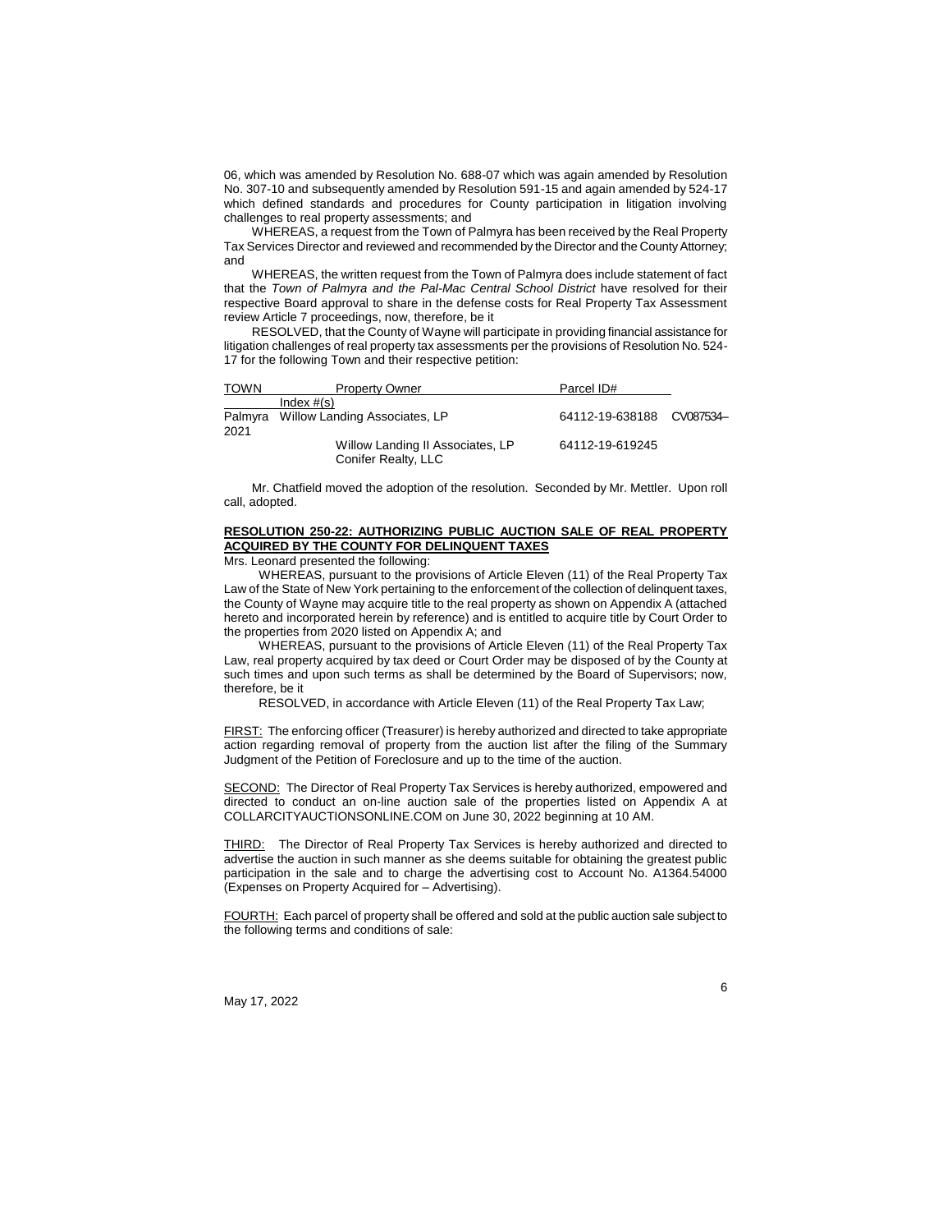06, which was amended by Resolution No. 688-07 which was again amended by Resolution No. 307-10 and subsequently amended by Resolution 591-15 and again amended by 524-17 which defined standards and procedures for County participation in litigation involving challenges to real property assessments; and

WHEREAS, a request from the Town of Palmyra has been received by the Real Property Tax Services Director and reviewed and recommended by the Director and the County Attorney; and

WHEREAS, the written request from the Town of Palmyra does include statement of fact that the *Town of Palmyra and the Pal-Mac Central School District* have resolved for their respective Board approval to share in the defense costs for Real Property Tax Assessment review Article 7 proceedings, now, therefore, be it

RESOLVED, that the County of Wayne will participate in providing financial assistance for litigation challenges of real property tax assessments per the provisions of Resolution No. 524-17 for the following Town and their respective petition:

| TOWN | Property Owner | Parcel ID# | Index #(s) |
|---|---|---|---|
| Palmyra | Willow Landing Associates, LP | 64112-19-638188 | CV087534–2021 |
| | Willow Landing II Associates, LP<br>Conifer Realty, LLC | 64112-19-619245 | |

Mr. Chatfield moved the adoption of the resolution. Seconded by Mr. Mettler. Upon roll call, adopted.

**RESOLUTION 250-22: AUTHORIZING PUBLIC AUCTION SALE OF REAL PROPERTY ACQUIRED BY THE COUNTY FOR DELINQUENT TAXES**

Mrs. Leonard presented the following:

WHEREAS, pursuant to the provisions of Article Eleven (11) of the Real Property Tax Law of the State of New York pertaining to the enforcement of the collection of delinquent taxes, the County of Wayne may acquire title to the real property as shown on Appendix A (attached hereto and incorporated herein by reference) and is entitled to acquire title by Court Order to the properties from 2020 listed on Appendix A; and

WHEREAS, pursuant to the provisions of Article Eleven (11) of the Real Property Tax Law, real property acquired by tax deed or Court Order may be disposed of by the County at such times and upon such terms as shall be determined by the Board of Supervisors; now, therefore, be it

RESOLVED, in accordance with Article Eleven (11) of the Real Property Tax Law;

FIRST: The enforcing officer (Treasurer) is hereby authorized and directed to take appropriate action regarding removal of property from the auction list after the filing of the Summary Judgment of the Petition of Foreclosure and up to the time of the auction.

SECOND: The Director of Real Property Tax Services is hereby authorized, empowered and directed to conduct an on-line auction sale of the properties listed on Appendix A at COLLARCITYAUCTIONSONLINE.COM on June 30, 2022 beginning at 10 AM.

THIRD: The Director of Real Property Tax Services is hereby authorized and directed to advertise the auction in such manner as she deems suitable for obtaining the greatest public participation in the sale and to charge the advertising cost to Account No. A1364.54000 (Expenses on Property Acquired for – Advertising).

FOURTH: Each parcel of property shall be offered and sold at the public auction sale subject to the following terms and conditions of sale:

May 17, 2022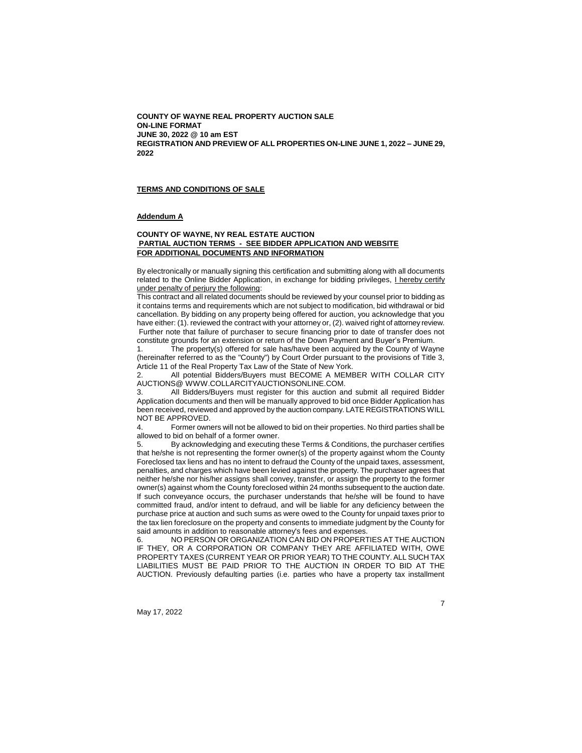**COUNTY OF WAYNE REAL PROPERTY AUCTION SALE**
**ON-LINE FORMAT**
**JUNE 30, 2022 @ 10 am EST**
**REGISTRATION AND PREVIEW OF ALL PROPERTIES ON-LINE JUNE 1, 2022 – JUNE 29, 2022**

**TERMS AND CONDITIONS OF SALE**

**Addendum A**

**COUNTY OF WAYNE, NY REAL ESTATE AUCTION**
**PARTIAL AUCTION TERMS - SEE BIDDER APPLICATION AND WEBSITE FOR ADDITIONAL DOCUMENTS AND INFORMATION**

By electronically or manually signing this certification and submitting along with all documents related to the Online Bidder Application, in exchange for bidding privileges, I hereby certify under penalty of perjury the following:

This contract and all related documents should be reviewed by your counsel prior to bidding as it contains terms and requirements which are not subject to modification, bid withdrawal or bid cancellation. By bidding on any property being offered for auction, you acknowledge that you have either: (1). reviewed the contract with your attorney or, (2). waived right of attorney review. Further note that failure of purchaser to secure financing prior to date of transfer does not constitute grounds for an extension or return of the Down Payment and Buyer's Premium.

1. The property(s) offered for sale has/have been acquired by the County of Wayne (hereinafter referred to as the "County") by Court Order pursuant to the provisions of Title 3, Article 11 of the Real Property Tax Law of the State of New York.
2. All potential Bidders/Buyers must BECOME A MEMBER WITH COLLAR CITY AUCTIONS@ WWW.COLLARCITYAUCTIONSONLINE.COM.
3. All Bidders/Buyers must register for this auction and submit all required Bidder Application documents and then will be manually approved to bid once Bidder Application has been received, reviewed and approved by the auction company. LATE REGISTRATIONS WILL NOT BE APPROVED.
4. Former owners will not be allowed to bid on their properties. No third parties shall be allowed to bid on behalf of a former owner.
5. By acknowledging and executing these Terms & Conditions, the purchaser certifies that he/she is not representing the former owner(s) of the property against whom the County Foreclosed tax liens and has no intent to defraud the County of the unpaid taxes, assessment, penalties, and charges which have been levied against the property. The purchaser agrees that neither he/she nor his/her assigns shall convey, transfer, or assign the property to the former owner(s) against whom the County foreclosed within 24 months subsequent to the auction date. If such conveyance occurs, the purchaser understands that he/she will be found to have committed fraud, and/or intent to defraud, and will be liable for any deficiency between the purchase price at auction and such sums as were owed to the County for unpaid taxes prior to the tax lien foreclosure on the property and consents to immediate judgment by the County for said amounts in addition to reasonable attorney's fees and expenses.
6. NO PERSON OR ORGANIZATION CAN BID ON PROPERTIES AT THE AUCTION IF THEY, OR A CORPORATION OR COMPANY THEY ARE AFFILIATED WITH, OWE PROPERTY TAXES (CURRENT YEAR OR PRIOR YEAR) TO THE COUNTY. ALL SUCH TAX LIABILITIES MUST BE PAID PRIOR TO THE AUCTION IN ORDER TO BID AT THE AUCTION. Previously defaulting parties (i.e. parties who have a property tax installment

May 17, 2022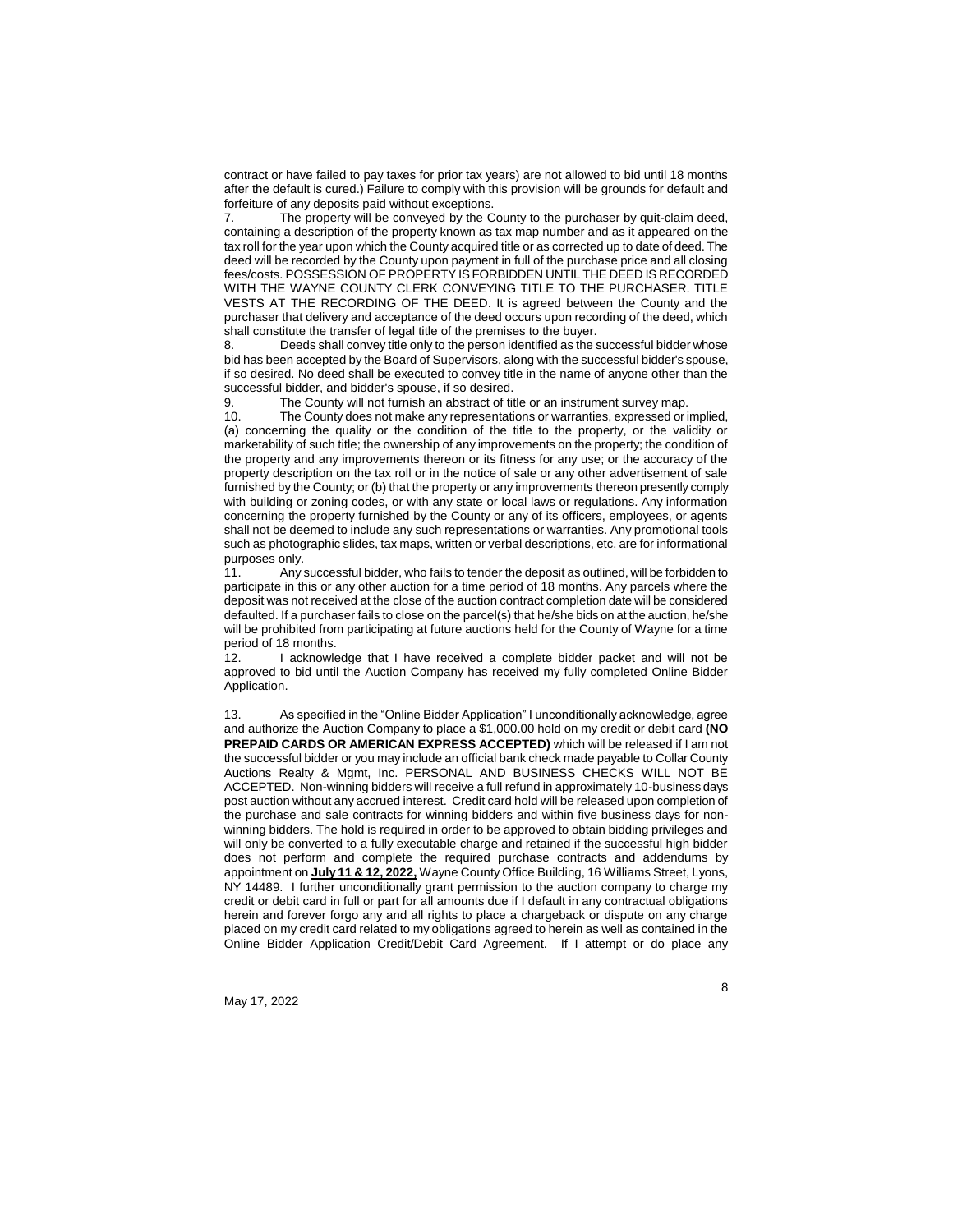contract or have failed to pay taxes for prior tax years) are not allowed to bid until 18 months after the default is cured.) Failure to comply with this provision will be grounds for default and forfeiture of any deposits paid without exceptions.

7. The property will be conveyed by the County to the purchaser by quit-claim deed, containing a description of the property known as tax map number and as it appeared on the tax roll for the year upon which the County acquired title or as corrected up to date of deed. The deed will be recorded by the County upon payment in full of the purchase price and all closing fees/costs. POSSESSION OF PROPERTY IS FORBIDDEN UNTIL THE DEED IS RECORDED WITH THE WAYNE COUNTY CLERK CONVEYING TITLE TO THE PURCHASER. TITLE VESTS AT THE RECORDING OF THE DEED. It is agreed between the County and the purchaser that delivery and acceptance of the deed occurs upon recording of the deed, which shall constitute the transfer of legal title of the premises to the buyer.

8. Deeds shall convey title only to the person identified as the successful bidder whose bid has been accepted by the Board of Supervisors, along with the successful bidder's spouse, if so desired. No deed shall be executed to convey title in the name of anyone other than the successful bidder, and bidder's spouse, if so desired.

9. The County will not furnish an abstract of title or an instrument survey map.

10. The County does not make any representations or warranties, expressed or implied, (a) concerning the quality or the condition of the title to the property, or the validity or marketability of such title; the ownership of any improvements on the property; the condition of the property and any improvements thereon or its fitness for any use; or the accuracy of the property description on the tax roll or in the notice of sale or any other advertisement of sale furnished by the County; or (b) that the property or any improvements thereon presently comply with building or zoning codes, or with any state or local laws or regulations. Any information concerning the property furnished by the County or any of its officers, employees, or agents shall not be deemed to include any such representations or warranties. Any promotional tools such as photographic slides, tax maps, written or verbal descriptions, etc. are for informational purposes only.

11. Any successful bidder, who fails to tender the deposit as outlined, will be forbidden to participate in this or any other auction for a time period of 18 months. Any parcels where the deposit was not received at the close of the auction contract completion date will be considered defaulted. If a purchaser fails to close on the parcel(s) that he/she bids on at the auction, he/she will be prohibited from participating at future auctions held for the County of Wayne for a time period of 18 months.

12. I acknowledge that I have received a complete bidder packet and will not be approved to bid until the Auction Company has received my fully completed Online Bidder Application.

13. As specified in the "Online Bidder Application" I unconditionally acknowledge, agree and authorize the Auction Company to place a $1,000.00 hold on my credit or debit card **(NO PREPAID CARDS OR AMERICAN EXPRESS ACCEPTED)** which will be released if I am not the successful bidder or you may include an official bank check made payable to Collar County Auctions Realty & Mgmt, Inc. PERSONAL AND BUSINESS CHECKS WILL NOT BE ACCEPTED. Non-winning bidders will receive a full refund in approximately 10-business days post auction without any accrued interest. Credit card hold will be released upon completion of the purchase and sale contracts for winning bidders and within five business days for non-winning bidders. The hold is required in order to be approved to obtain bidding privileges and will only be converted to a fully executable charge and retained if the successful high bidder does not perform and complete the required purchase contracts and addendums by appointment on **July 11 & 12, 2022,** Wayne County Office Building, 16 Williams Street, Lyons, NY 14489. I further unconditionally grant permission to the auction company to charge my credit or debit card in full or in part for all amounts due if I default in any contractual obligations herein and forever forgo any and all rights to place a chargeback or dispute on any charge placed on my credit card related to my obligations agreed to herein as well as contained in the Online Bidder Application Credit/Debit Card Agreement. If I attempt or do place any

May 17, 2022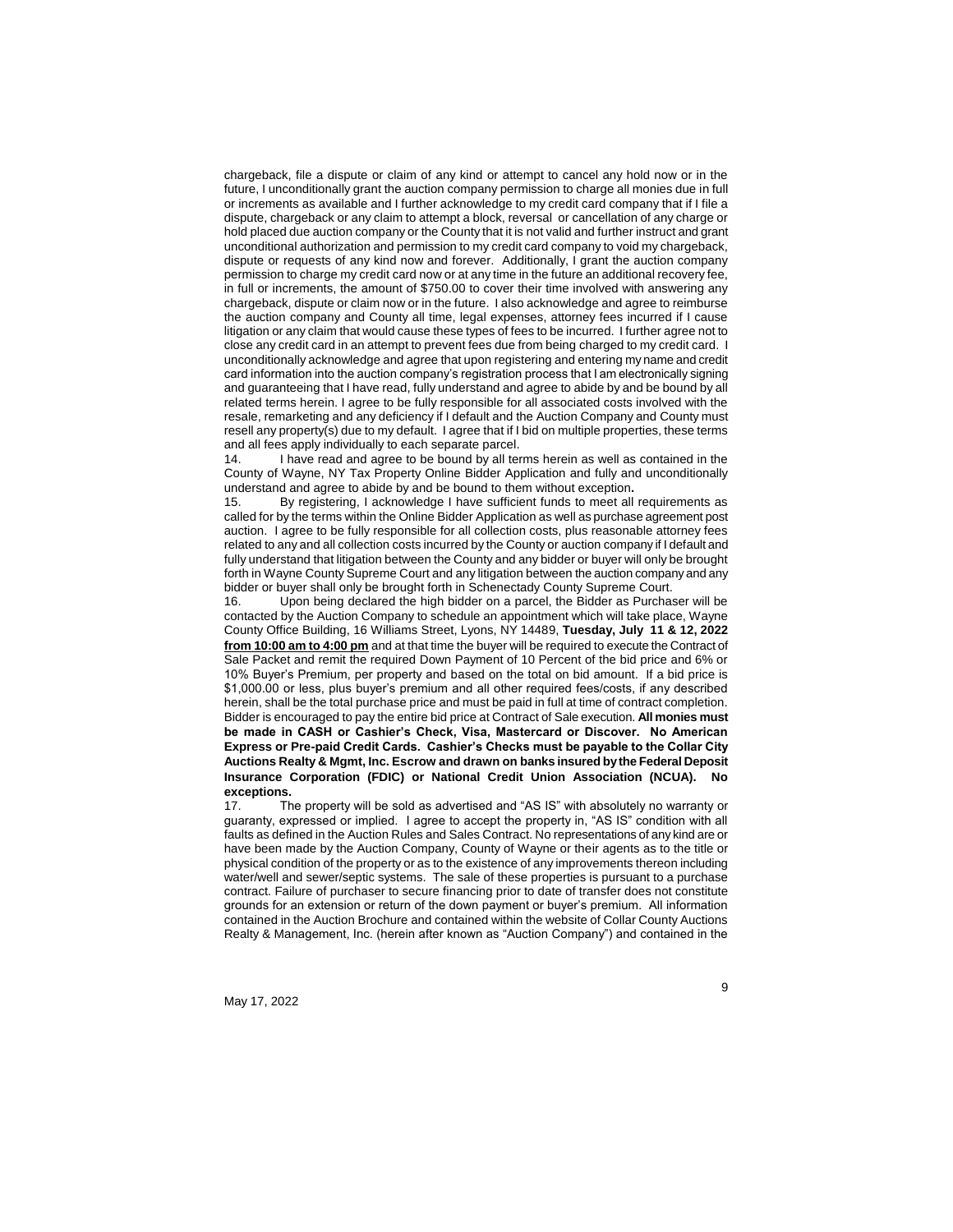chargeback, file a dispute or claim of any kind or attempt to cancel any hold now or in the future, I unconditionally grant the auction company permission to charge all monies due in full or increments as available and I further acknowledge to my credit card company that if I file a dispute, chargeback or any claim to attempt a block, reversal or cancellation of any charge or hold placed due auction company or the County that it is not valid and further instruct and grant unconditional authorization and permission to my credit card company to void my chargeback, dispute or requests of any kind now and forever. Additionally, I grant the auction company permission to charge my credit card now or at any time in the future an additional recovery fee, in full or increments, the amount of $750.00 to cover their time involved with answering any chargeback, dispute or claim now or in the future. I also acknowledge and agree to reimburse the auction company and County all time, legal expenses, attorney fees incurred if I cause litigation or any claim that would cause these types of fees to be incurred. I further agree not to close any credit card in an attempt to prevent fees due from being charged to my credit card. I unconditionally acknowledge and agree that upon registering and entering my name and credit card information into the auction company's registration process that I am electronically signing and guaranteeing that I have read, fully understand and agree to abide by and be bound by all related terms herein. I agree to be fully responsible for all associated costs involved with the resale, remarketing and any deficiency if I default and the Auction Company and County must resell any property(s) due to my default. I agree that if I bid on multiple properties, these terms and all fees apply individually to each separate parcel.

14. I have read and agree to be bound by all terms herein as well as contained in the County of Wayne, NY Tax Property Online Bidder Application and fully and unconditionally understand and agree to abide by and be bound to them without exception**.**

15. By registering, I acknowledge I have sufficient funds to meet all requirements as called for by the terms within the Online Bidder Application as well as purchase agreement post auction. I agree to be fully responsible for all collection costs, plus reasonable attorney fees related to any and all collection costs incurred by the County or auction company if I default and fully understand that litigation between the County and any bidder or buyer will only be brought forth in Wayne County Supreme Court and any litigation between the auction company and any bidder or buyer shall only be brought forth in Schenectady County Supreme Court.

16. Upon being declared the high bidder on a parcel, the Bidder as Purchaser will be contacted by the Auction Company to schedule an appointment which will take place, Wayne County Office Building, 16 Williams Street, Lyons, NY 14489, **Tuesday, July 11 & 12, 2022** **<u>from 10:00 am to 4:00 pm</u>** and at that time the buyer will be required to execute the Contract of Sale Packet and remit the required Down Payment of 10 Percent of the bid price and 6% or 10% Buyer's Premium, per property and based on the total on bid amount. If a bid price is $1,000.00 or less, plus buyer's premium and all other required fees/costs, if any described herein, shall be the total purchase price and must be paid in full at time of contract completion. Bidder is encouraged to pay the entire bid price at Contract of Sale execution. **All monies must be made in CASH or Cashier's Check, Visa, Mastercard or Discover. No American Express or Pre-paid Credit Cards. Cashier's Checks must be payable to the Collar City Auctions Realty & Mgmt, Inc. Escrow and drawn on banks insured by the Federal Deposit Insurance Corporation (FDIC) or National Credit Union Association (NCUA). No exceptions.**

17. The property will be sold as advertised and "AS IS" with absolutely no warranty or guaranty, expressed or implied. I agree to accept the property in, "AS IS" condition with all faults as defined in the Auction Rules and Sales Contract. No representations of any kind are or have been made by the Auction Company, County of Wayne or their agents as to the title or physical condition of the property or as to the existence of any improvements thereon including water/well and sewer/septic systems. The sale of these properties is pursuant to a purchase contract. Failure of purchaser to secure financing prior to date of transfer does not constitute grounds for an extension or return of the down payment or buyer's premium. All information contained in the Auction Brochure and contained within the website of Collar County Auctions Realty & Management, Inc. (herein after known as "Auction Company") and contained in the

May 17, 2022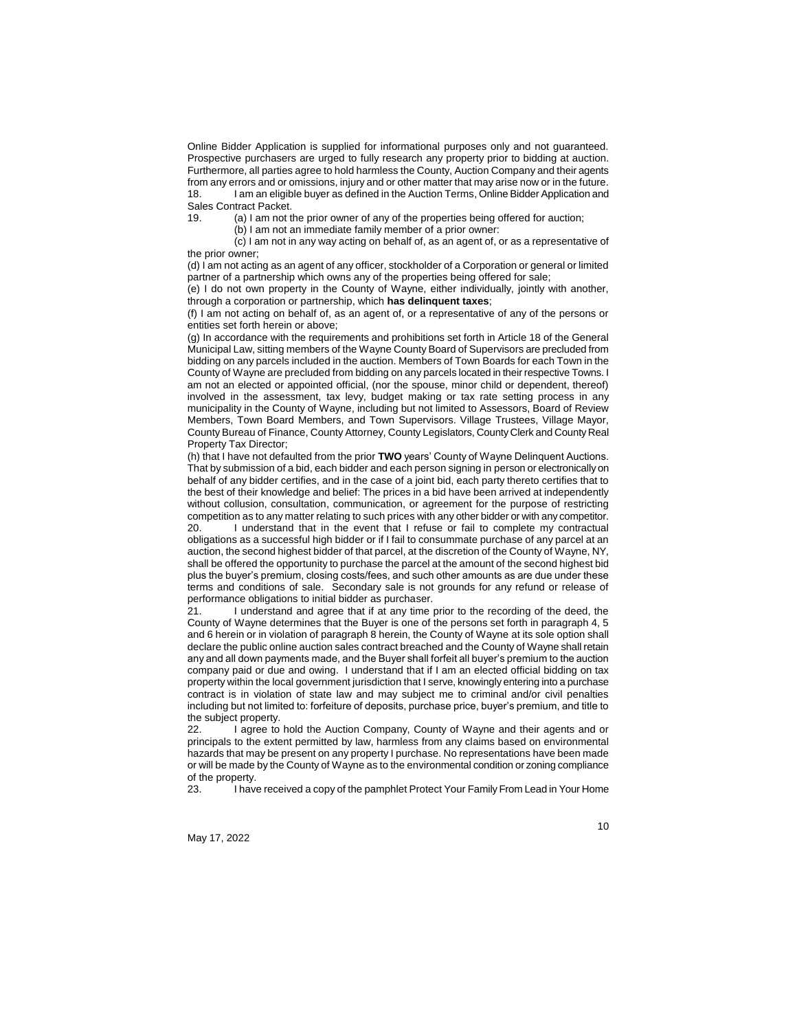Online Bidder Application is supplied for informational purposes only and not guaranteed. Prospective purchasers are urged to fully research any property prior to bidding at auction. Furthermore, all parties agree to hold harmless the County, Auction Company and their agents from any errors and or omissions, injury and or other matter that may arise now or in the future.

18. I am an eligible buyer as defined in the Auction Terms, Online Bidder Application and Sales Contract Packet.

19. (a) I am not the prior owner of any of the properties being offered for auction;

(b) I am not an immediate family member of a prior owner:

(c) I am not in any way acting on behalf of, as an agent of, or as a representative of the prior owner;

(d) I am not acting as an agent of any officer, stockholder of a Corporation or general or limited partner of a partnership which owns any of the properties being offered for sale;

(e) I do not own property in the County of Wayne, either individually, jointly with another, through a corporation or partnership, which **has delinquent taxes**;

(f) I am not acting on behalf of, as an agent of, or a representative of any of the persons or entities set forth herein or above;

(g) In accordance with the requirements and prohibitions set forth in Article 18 of the General Municipal Law, sitting members of the Wayne County Board of Supervisors are precluded from bidding on any parcels included in the auction. Members of Town Boards for each Town in the County of Wayne are precluded from bidding on any parcels located in their respective Towns. I am not an elected or appointed official, (nor the spouse, minor child or dependent, thereof) involved in the assessment, tax levy, budget making or tax rate setting process in any municipality in the County of Wayne, including but not limited to Assessors, Board of Review Members, Town Board Members, and Town Supervisors. Village Trustees, Village Mayor, County Bureau of Finance, County Attorney, County Legislators, County Clerk and County Real Property Tax Director;

(h) that I have not defaulted from the prior **TWO** years' County of Wayne Delinquent Auctions. That by submission of a bid, each bidder and each person signing in person or electronically on behalf of any bidder certifies, and in the case of a joint bid, each party thereto certifies that to the best of their knowledge and belief: The prices in a bid have been arrived at independently without collusion, consultation, communication, or agreement for the purpose of restricting competition as to any matter relating to such prices with any other bidder or with any competitor.

20. I understand that in the event that I refuse or fail to complete my contractual obligations as a successful high bidder or if I fail to consummate purchase of any parcel at an auction, the second highest bidder of that parcel, at the discretion of the County of Wayne, NY, shall be offered the opportunity to purchase the parcel at the amount of the second highest bid plus the buyer's premium, closing costs/fees, and such other amounts as are due under these terms and conditions of sale. Secondary sale is not grounds for any refund or release of performance obligations to initial bidder as purchaser.

21. I understand and agree that if at any time prior to the recording of the deed, the County of Wayne determines that the Buyer is one of the persons set forth in paragraph 4, 5 and 6 herein or in violation of paragraph 8 herein, the County of Wayne at its sole option shall declare the public online auction sales contract breached and the County of Wayne shall retain any and all down payments made, and the Buyer shall forfeit all buyer's premium to the auction company paid or due and owing. I understand that if I am an elected official bidding on tax property within the local government jurisdiction that I serve, knowingly entering into a purchase contract is in violation of state law and may subject me to criminal and/or civil penalties including but not limited to: forfeiture of deposits, purchase price, buyer's premium, and title to the subject property.

22. I agree to hold the Auction Company, County of Wayne and their agents and or principals to the extent permitted by law, harmless from any claims based on environmental hazards that may be present on any property I purchase. No representations have been made or will be made by the County of Wayne as to the environmental condition or zoning compliance of the property.

23. I have received a copy of the pamphlet Protect Your Family From Lead in Your Home

May 17, 2022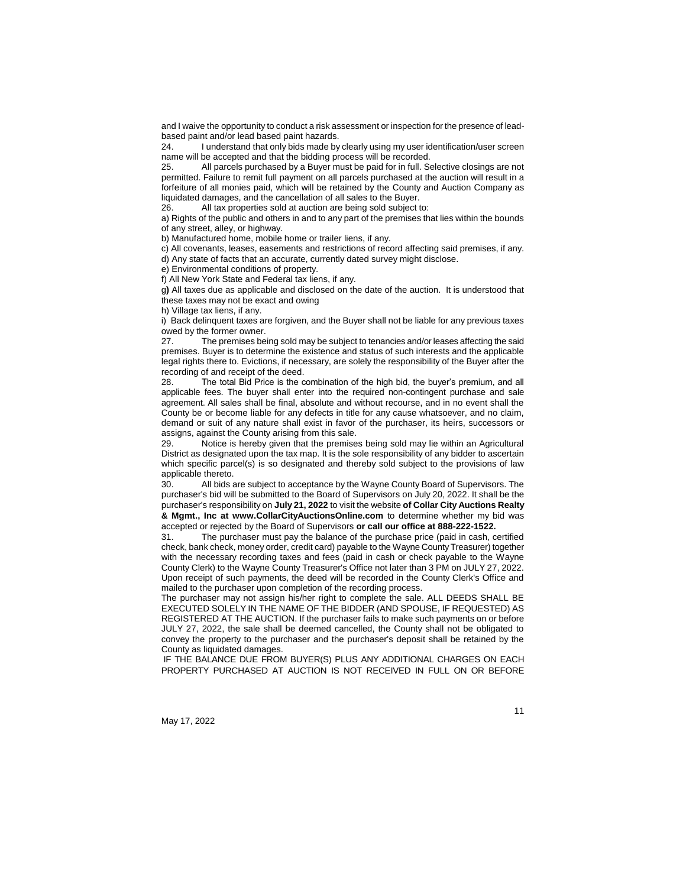and I waive the opportunity to conduct a risk assessment or inspection for the presence of lead-based paint and/or lead based paint hazards.

24. I understand that only bids made by clearly using my user identification/user screen name will be accepted and that the bidding process will be recorded.

25. All parcels purchased by a Buyer must be paid for in full. Selective closings are not permitted. Failure to remit full payment on all parcels purchased at the auction will result in a forfeiture of all monies paid, which will be retained by the County and Auction Company as liquidated damages, and the cancellation of all sales to the Buyer.

26. All tax properties sold at auction are being sold subject to:

a) Rights of the public and others in and to any part of the premises that lies within the bounds of any street, alley, or highway.

b) Manufactured home, mobile home or trailer liens, if any.

c) All covenants, leases, easements and restrictions of record affecting said premises, if any.

d) Any state of facts that an accurate, currently dated survey might disclose.

e) Environmental conditions of property.

f) All New York State and Federal tax liens, if any.

g**)** All taxes due as applicable and disclosed on the date of the auction. It is understood that these taxes may not be exact and owing

h) Village tax liens, if any.

i) Back delinquent taxes are forgiven, and the Buyer shall not be liable for any previous taxes owed by the former owner.

27. The premises being sold may be subject to tenancies and/or leases affecting the said premises. Buyer is to determine the existence and status of such interests and the applicable legal rights there to. Evictions, if necessary, are solely the responsibility of the Buyer after the recording of and receipt of the deed.

28. The total Bid Price is the combination of the high bid, the buyer's premium, and all applicable fees. The buyer shall enter into the required non-contingent purchase and sale agreement. All sales shall be final, absolute and without recourse, and in no event shall the County be or become liable for any defects in title for any cause whatsoever, and no claim, demand or suit of any nature shall exist in favor of the purchaser, its heirs, successors or assigns, against the County arising from this sale.

29. Notice is hereby given that the premises being sold may lie within an Agricultural District as designated upon the tax map. It is the sole responsibility of any bidder to ascertain which specific parcel(s) is so designated and thereby sold subject to the provisions of law applicable thereto.

30. All bids are subject to acceptance by the Wayne County Board of Supervisors. The purchaser's bid will be submitted to the Board of Supervisors on July 20, 2022. It shall be the purchaser's responsibility on **July 21, 2022** to visit the website **of Collar City Auctions Realty & Mgmt., Inc at www.CollarCityAuctionsOnline.com** to determine whether my bid was accepted or rejected by the Board of Supervisors **or call our office at 888-222-1522.**

31. The purchaser must pay the balance of the purchase price (paid in cash, certified check, bank check, money order, credit card) payable to the Wayne County Treasurer) together with the necessary recording taxes and fees (paid in cash or check payable to the Wayne County Clerk) to the Wayne County Treasurer's Office not later than 3 PM on JULY 27, 2022. Upon receipt of such payments, the deed will be recorded in the County Clerk's Office and mailed to the purchaser upon completion of the recording process.

The purchaser may not assign his/her right to complete the sale. ALL DEEDS SHALL BE EXECUTED SOLELY IN THE NAME OF THE BIDDER (AND SPOUSE, IF REQUESTED) AS REGISTERED AT THE AUCTION. If the purchaser fails to make such payments on or before JULY 27, 2022, the sale shall be deemed cancelled, the County shall not be obligated to convey the property to the purchaser and the purchaser's deposit shall be retained by the County as liquidated damages.

IF THE BALANCE DUE FROM BUYER(S) PLUS ANY ADDITIONAL CHARGES ON EACH PROPERTY PURCHASED AT AUCTION IS NOT RECEIVED IN FULL ON OR BEFORE

May 17, 2022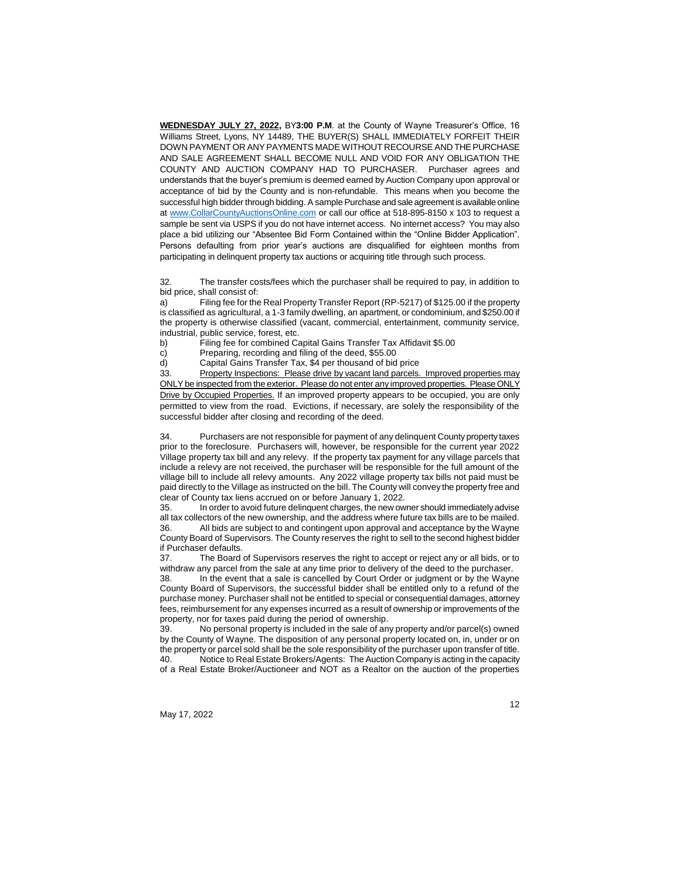**WEDNESDAY JULY 27, 2022,** BY**3:00 P.M**. at the County of Wayne Treasurer's Office, 16 Williams Street, Lyons, NY 14489, THE BUYER(S) SHALL IMMEDIATELY FORFEIT THEIR DOWN PAYMENT OR ANY PAYMENTS MADE WITHOUT RECOURSE AND THE PURCHASE AND SALE AGREEMENT SHALL BECOME NULL AND VOID FOR ANY OBLIGATION THE COUNTY AND AUCTION COMPANY HAD TO PURCHASER. Purchaser agrees and understands that the buyer's premium is deemed earned by Auction Company upon approval or acceptance of bid by the County and is non-refundable. This means when you become the successful high bidder through bidding. A sample Purchase and sale agreement is available online at www.CollarCountyAuctionsOnline.com or call our office at 518-895-8150 x 103 to request a sample be sent via USPS if you do not have internet access. No internet access? You may also place a bid utilizing our "Absentee Bid Form Contained within the "Online Bidder Application". Persons defaulting from prior year's auctions are disqualified for eighteen months from participating in delinquent property tax auctions or acquiring title through such process.

32. The transfer costs/fees which the purchaser shall be required to pay, in addition to bid price, shall consist of:

a) Filing fee for the Real Property Transfer Report (RP-5217) of $125.00 if the property is classified as agricultural, a 1-3 family dwelling, an apartment, or condominium, and $250.00 if the property is otherwise classified (vacant, commercial, entertainment, community service, industrial, public service, forest, etc.

b) Filing fee for combined Capital Gains Transfer Tax Affidavit $5.00

c) Preparing, recording and filing of the deed, $55.00

d) Capital Gains Transfer Tax, $4 per thousand of bid price

33. <u>Property Inspections: Please drive by vacant land parcels. Improved properties may ONLY be inspected from the exterior. Please do not enter any improved properties. Please ONLY Drive by Occupied Properties.</u> If an improved property appears to be occupied, you are only permitted to view from the road. Evictions, if necessary, are solely the responsibility of the successful bidder after closing and recording of the deed.

34. Purchasers are not responsible for payment of any delinquent County property taxes prior to the foreclosure. Purchasers will, however, be responsible for the current year 2022 Village property tax bill and any relevy. If the property tax payment for any village parcels that include a relevy are not received, the purchaser will be responsible for the full amount of the village bill to include all relevy amounts. Any 2022 village property tax bills not paid must be paid directly to the Village as instructed on the bill. The County will convey the property free and clear of County tax liens accrued on or before January 1, 2022.

35. In order to avoid future delinquent charges, the new owner should immediately advise all tax collectors of the new ownership, and the address where future tax bills are to be mailed.

36. All bids are subject to and contingent upon approval and acceptance by the Wayne County Board of Supervisors. The County reserves the right to sell to the second highest bidder if Purchaser defaults.

37. The Board of Supervisors reserves the right to accept or reject any or all bids, or to withdraw any parcel from the sale at any time prior to delivery of the deed to the purchaser.

38. In the event that a sale is cancelled by Court Order or judgment or by the Wayne County Board of Supervisors, the successful bidder shall be entitled only to a refund of the purchase money. Purchaser shall not be entitled to special or consequential damages, attorney fees, reimbursement for any expenses incurred as a result of ownership or improvements of the property, nor for taxes paid during the period of ownership.

39. No personal property is included in the sale of any property and/or parcel(s) owned by the County of Wayne. The disposition of any personal property located on, in, under or on the property or parcel sold shall be the sole responsibility of the purchaser upon transfer of title.

40. Notice to Real Estate Brokers/Agents: The Auction Company is acting in the capacity of a Real Estate Broker/Auctioneer and NOT as a Realtor on the auction of the properties

May 17, 2022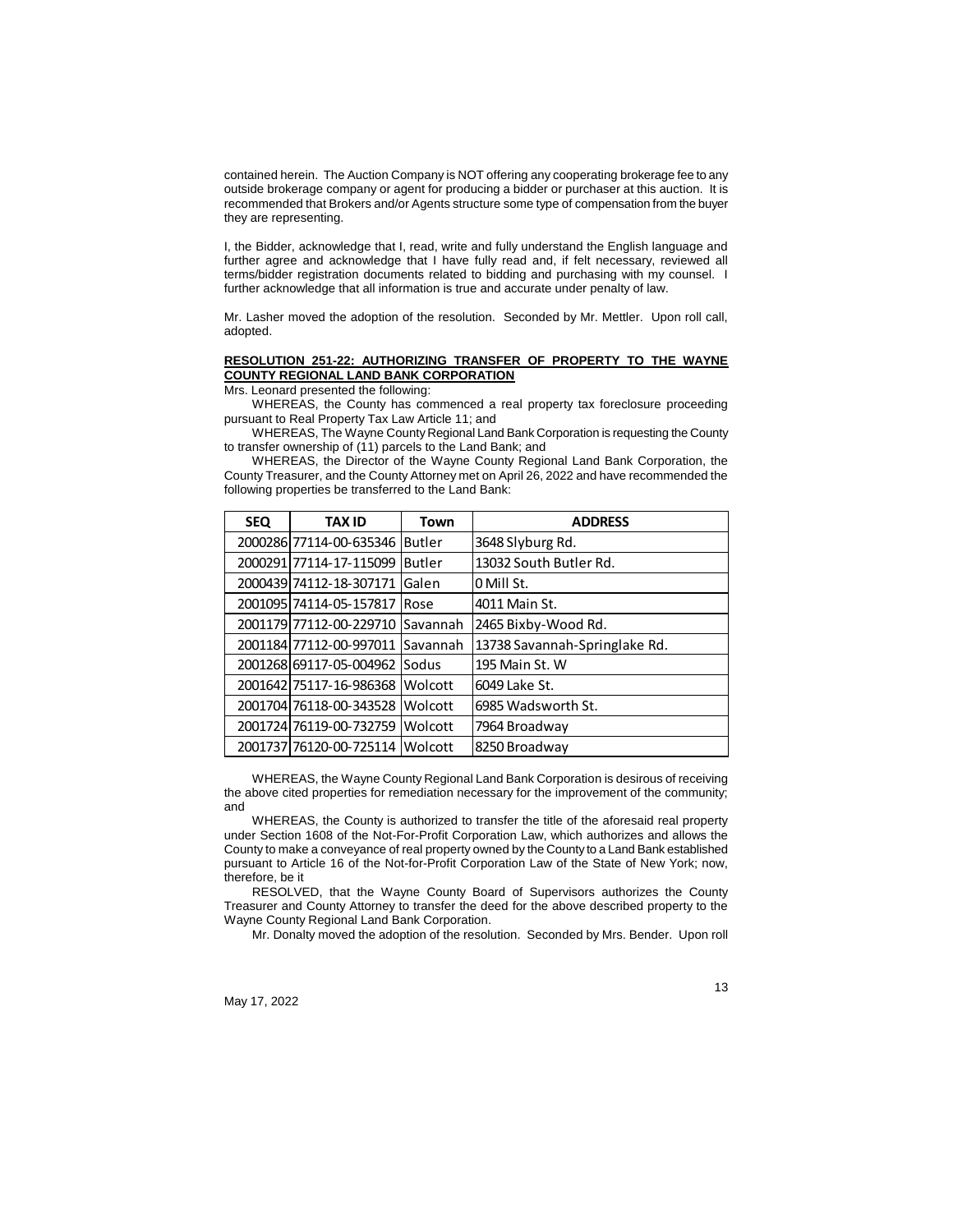contained herein. The Auction Company is NOT offering any cooperating brokerage fee to any outside brokerage company or agent for producing a bidder or purchaser at this auction. It is recommended that Brokers and/or Agents structure some type of compensation from the buyer they are representing.

I, the Bidder, acknowledge that I, read, write and fully understand the English language and further agree and acknowledge that I have fully read and, if felt necessary, reviewed all terms/bidder registration documents related to bidding and purchasing with my counsel. I further acknowledge that all information is true and accurate under penalty of law.

Mr. Lasher moved the adoption of the resolution. Seconded by Mr. Mettler. Upon roll call, adopted.

**RESOLUTION 251-22: AUTHORIZING TRANSFER OF PROPERTY TO THE WAYNE COUNTY REGIONAL LAND BANK CORPORATION**

Mrs. Leonard presented the following:

WHEREAS, the County has commenced a real property tax foreclosure proceeding pursuant to Real Property Tax Law Article 11; and

WHEREAS, The Wayne County Regional Land Bank Corporation is requesting the County to transfer ownership of (11) parcels to the Land Bank; and

WHEREAS, the Director of the Wayne County Regional Land Bank Corporation, the County Treasurer, and the County Attorney met on April 26, 2022 and have recommended the following properties be transferred to the Land Bank:

| SEQ | TAX ID | Town | ADDRESS |
|---|---|---|---|
| 2000286 | 77114-00-635346 | Butler | 3648 Slyburg Rd. |
| 2000291 | 77114-17-115099 | Butler | 13032 South Butler Rd. |
| 2000439 | 74112-18-307171 | Galen | 0 Mill St. |
| 2001095 | 74114-05-157817 | Rose | 4011 Main St. |
| 2001179 | 77112-00-229710 | Savannah | 2465 Bixby-Wood Rd. |
| 2001184 | 77112-00-997011 | Savannah | 13738 Savannah-Springlake Rd. |
| 2001268 | 69117-05-004962 | Sodus | 195 Main St. W |
| 2001642 | 75117-16-986368 | Wolcott | 6049 Lake St. |
| 2001704 | 76118-00-343528 | Wolcott | 6985 Wadsworth St. |
| 2001724 | 76119-00-732759 | Wolcott | 7964 Broadway |
| 2001737 | 76120-00-725114 | Wolcott | 8250 Broadway |

WHEREAS, the Wayne County Regional Land Bank Corporation is desirous of receiving the above cited properties for remediation necessary for the improvement of the community; and

WHEREAS, the County is authorized to transfer the title of the aforesaid real property under Section 1608 of the Not-For-Profit Corporation Law, which authorizes and allows the County to make a conveyance of real property owned by the County to a Land Bank established pursuant to Article 16 of the Not-for-Profit Corporation Law of the State of New York; now, therefore, be it

RESOLVED, that the Wayne County Board of Supervisors authorizes the County Treasurer and County Attorney to transfer the deed for the above described property to the Wayne County Regional Land Bank Corporation.

Mr. Donalty moved the adoption of the resolution. Seconded by Mrs. Bender. Upon roll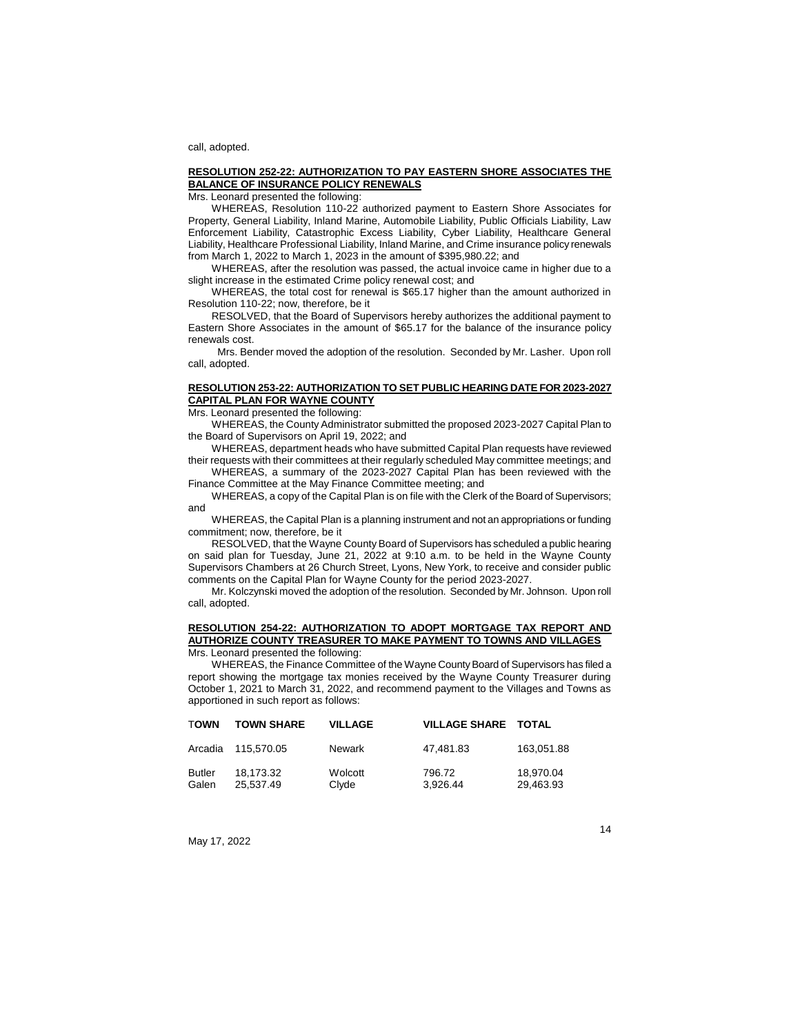call, adopted.

**RESOLUTION 252-22: AUTHORIZATION TO PAY EASTERN SHORE ASSOCIATES THE BALANCE OF INSURANCE POLICY RENEWALS**

Mrs. Leonard presented the following:

WHEREAS, Resolution 110-22 authorized payment to Eastern Shore Associates for Property, General Liability, Inland Marine, Automobile Liability, Public Officials Liability, Law Enforcement Liability, Catastrophic Excess Liability, Cyber Liability, Healthcare General Liability, Healthcare Professional Liability, Inland Marine, and Crime insurance policy renewals from March 1, 2022 to March 1, 2023 in the amount of $395,980.22; and

WHEREAS, after the resolution was passed, the actual invoice came in higher due to a slight increase in the estimated Crime policy renewal cost; and

WHEREAS, the total cost for renewal is $65.17 higher than the amount authorized in Resolution 110-22; now, therefore, be it

RESOLVED, that the Board of Supervisors hereby authorizes the additional payment to Eastern Shore Associates in the amount of $65.17 for the balance of the insurance policy renewals cost.

Mrs. Bender moved the adoption of the resolution. Seconded by Mr. Lasher. Upon roll call, adopted.

**RESOLUTION 253-22: AUTHORIZATION TO SET PUBLIC HEARING DATE FOR 2023-2027 CAPITAL PLAN FOR WAYNE COUNTY**

Mrs. Leonard presented the following:

WHEREAS, the County Administrator submitted the proposed 2023-2027 Capital Plan to the Board of Supervisors on April 19, 2022; and

WHEREAS, department heads who have submitted Capital Plan requests have reviewed their requests with their committees at their regularly scheduled May committee meetings; and

WHEREAS, a summary of the 2023-2027 Capital Plan has been reviewed with the Finance Committee at the May Finance Committee meeting; and

WHEREAS, a copy of the Capital Plan is on file with the Clerk of the Board of Supervisors; and

WHEREAS, the Capital Plan is a planning instrument and not an appropriations or funding commitment; now, therefore, be it

RESOLVED, that the Wayne County Board of Supervisors has scheduled a public hearing on said plan for Tuesday, June 21, 2022 at 9:10 a.m. to be held in the Wayne County Supervisors Chambers at 26 Church Street, Lyons, New York, to receive and consider public comments on the Capital Plan for Wayne County for the period 2023-2027.

Mr. Kolczynski moved the adoption of the resolution. Seconded by Mr. Johnson. Upon roll call, adopted.

**RESOLUTION 254-22: AUTHORIZATION TO ADOPT MORTGAGE TAX REPORT AND AUTHORIZE COUNTY TREASURER TO MAKE PAYMENT TO TOWNS AND VILLAGES**

Mrs. Leonard presented the following:

WHEREAS, the Finance Committee of the Wayne County Board of Supervisors has filed a report showing the mortgage tax monies received by the Wayne County Treasurer during October 1, 2021 to March 31, 2022, and recommend payment to the Villages and Towns as apportioned in such report as follows:

| TOWN | TOWN SHARE | VILLAGE | VILLAGE SHARE | TOTAL |
|---|---|---|---|---|
| Arcadia | 115,570.05 | Newark | 47,481.83 | 163,051.88 |
| Butler | 18,173.32 | Wolcott | 796.72 | 18,970.04 |
| Galen | 25,537.49 | Clyde | 3,926.44 | 29,463.93 |

May 17, 2022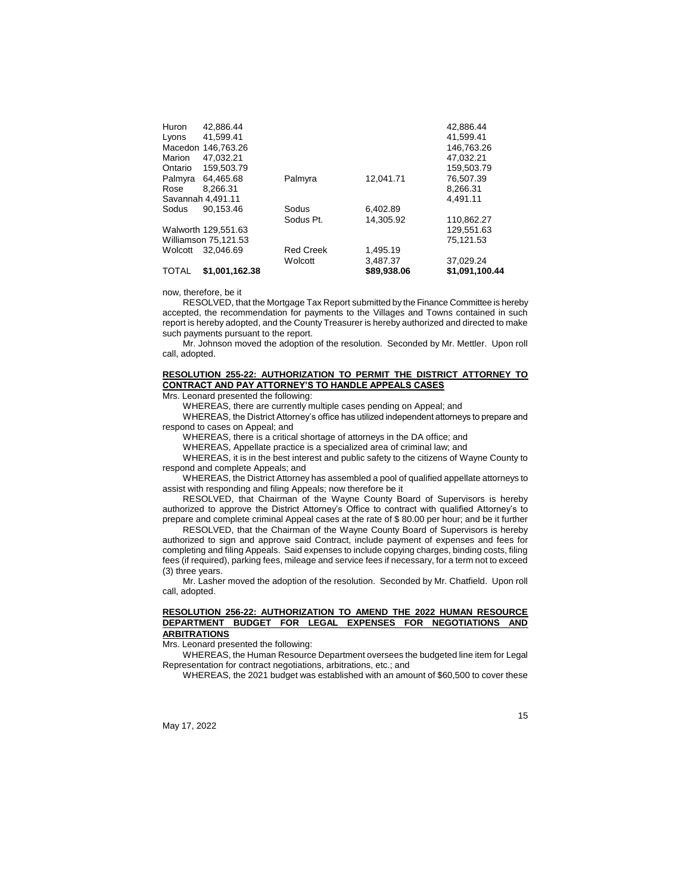| | | | | |
|---|---|---|---|---|
| Huron | 42,886.44 | | | 42,886.44 |
| Lyons | 41,599.41 | | | 41,599.41 |
| Macedon | 146,763.26 | | | 146,763.26 |
| Marion | 47,032.21 | | | 47,032.21 |
| Ontario | 159,503.79 | | | 159,503.79 |
| Palmyra | 64,465.68 | Palmyra | 12,041.71 | 76,507.39 |
| Rose | 8,266.31 | | | 8,266.31 |
| Savannah | 4,491.11 | | | 4,491.11 |
| Sodus | 90,153.46 | Sodus | 6,402.89 | |
| | | Sodus Pt. | 14,305.92 | 110,862.27 |
| Walworth | 129,551.63 | | | 129,551.63 |
| Williamson | 75,121.53 | | | 75,121.53 |
| Wolcott | 32,046.69 | Red Creek | 1,495.19 | |
| | | Wolcott | 3,487.37 | 37,029.24 |
| **TOTAL** | **$1,001,162.38** | | **$89,938.06** | **$1,091,100.44** |

now, therefore, be it

RESOLVED, that the Mortgage Tax Report submitted by the Finance Committee is hereby accepted, the recommendation for payments to the Villages and Towns contained in such report is hereby adopted, and the County Treasurer is hereby authorized and directed to make such payments pursuant to the report.

Mr. Johnson moved the adoption of the resolution. Seconded by Mr. Mettler. Upon roll call, adopted.

**RESOLUTION 255-22: AUTHORIZATION TO PERMIT THE DISTRICT ATTORNEY TO CONTRACT AND PAY ATTORNEY'S TO HANDLE APPEALS CASES**

Mrs. Leonard presented the following:

WHEREAS, there are currently multiple cases pending on Appeal; and

WHEREAS, the District Attorney's office has utilized independent attorneys to prepare and respond to cases on Appeal; and

WHEREAS, there is a critical shortage of attorneys in the DA office; and

WHEREAS, Appellate practice is a specialized area of criminal law; and

WHEREAS, it is in the best interest and public safety to the citizens of Wayne County to respond and complete Appeals; and

WHEREAS, the District Attorney has assembled a pool of qualified appellate attorneys to assist with responding and filing Appeals; now therefore be it

RESOLVED, that Chairman of the Wayne County Board of Supervisors is hereby authorized to approve the District Attorney's Office to contract with qualified Attorney's to prepare and complete criminal Appeal cases at the rate of $ 80.00 per hour; and be it further

RESOLVED, that the Chairman of the Wayne County Board of Supervisors is hereby authorized to sign and approve said Contract, include payment of expenses and fees for completing and filing Appeals. Said expenses to include copying charges, binding costs, filing fees (if required), parking fees, mileage and service fees if necessary, for a term not to exceed (3) three years.

Mr. Lasher moved the adoption of the resolution. Seconded by Mr. Chatfield. Upon roll call, adopted.

**RESOLUTION 256-22: AUTHORIZATION TO AMEND THE 2022 HUMAN RESOURCE DEPARTMENT BUDGET FOR LEGAL EXPENSES FOR NEGOTIATIONS AND ARBITRATIONS**

Mrs. Leonard presented the following:

WHEREAS, the Human Resource Department oversees the budgeted line item for Legal Representation for contract negotiations, arbitrations, etc.; and

WHEREAS, the 2021 budget was established with an amount of $60,500 to cover these

May 17, 2022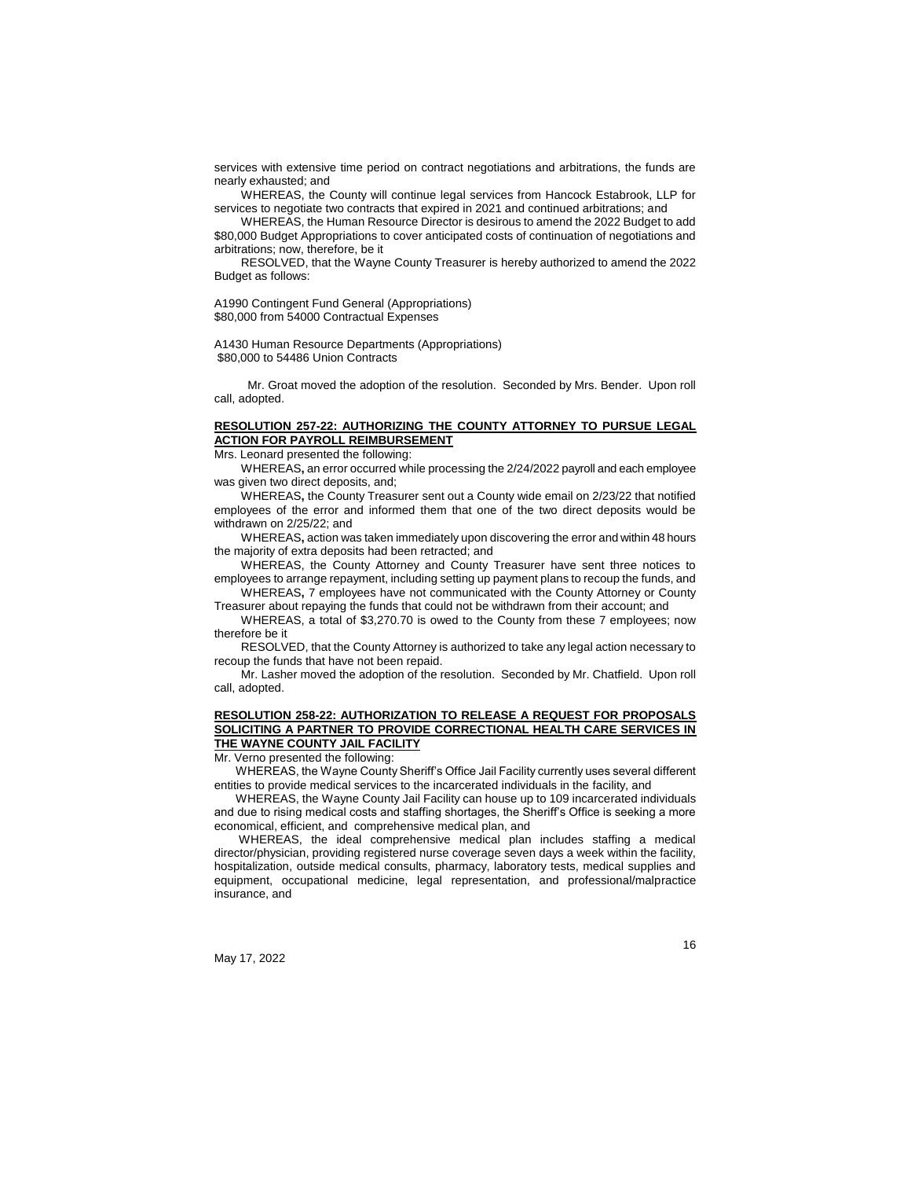services with extensive time period on contract negotiations and arbitrations, the funds are nearly exhausted; and

WHEREAS, the County will continue legal services from Hancock Estabrook, LLP for services to negotiate two contracts that expired in 2021 and continued arbitrations; and

WHEREAS, the Human Resource Director is desirous to amend the 2022 Budget to add $80,000 Budget Appropriations to cover anticipated costs of continuation of negotiations and arbitrations; now, therefore, be it

RESOLVED, that the Wayne County Treasurer is hereby authorized to amend the 2022 Budget as follows:

A1990 Contingent Fund General (Appropriations)
$80,000 from 54000 Contractual Expenses

A1430 Human Resource Departments (Appropriations)
$80,000 to 54486 Union Contracts

Mr. Groat moved the adoption of the resolution. Seconded by Mrs. Bender. Upon roll call, adopted.

**RESOLUTION 257-22: AUTHORIZING THE COUNTY ATTORNEY TO PURSUE LEGAL ACTION FOR PAYROLL REIMBURSEMENT**

Mrs. Leonard presented the following:

WHEREAS**,** an error occurred while processing the 2/24/2022 payroll and each employee was given two direct deposits, and;

WHEREAS**,** the County Treasurer sent out a County wide email on 2/23/22 that notified employees of the error and informed them that one of the two direct deposits would be withdrawn on 2/25/22; and

WHEREAS**,** action was taken immediately upon discovering the error and within 48 hours the majority of extra deposits had been retracted; and

WHEREAS, the County Attorney and County Treasurer have sent three notices to employees to arrange repayment, including setting up payment plans to recoup the funds, and

WHEREAS**,** 7 employees have not communicated with the County Attorney or County Treasurer about repaying the funds that could not be withdrawn from their account; and

WHEREAS, a total of $3,270.70 is owed to the County from these 7 employees; now therefore be it

RESOLVED, that the County Attorney is authorized to take any legal action necessary to recoup the funds that have not been repaid.

Mr. Lasher moved the adoption of the resolution. Seconded by Mr. Chatfield. Upon roll call, adopted.

**RESOLUTION 258-22: AUTHORIZATION TO RELEASE A REQUEST FOR PROPOSALS SOLICITING A PARTNER TO PROVIDE CORRECTIONAL HEALTH CARE SERVICES IN THE WAYNE COUNTY JAIL FACILITY**

Mr. Verno presented the following:

WHEREAS, the Wayne County Sheriff's Office Jail Facility currently uses several different entities to provide medical services to the incarcerated individuals in the facility, and

WHEREAS, the Wayne County Jail Facility can house up to 109 incarcerated individuals and due to rising medical costs and staffing shortages, the Sheriff's Office is seeking a more economical, efficient, and comprehensive medical plan, and

WHEREAS, the ideal comprehensive medical plan includes staffing a medical director/physician, providing registered nurse coverage seven days a week within the facility, hospitalization, outside medical consults, pharmacy, laboratory tests, medical supplies and equipment, occupational medicine, legal representation, and professional/malpractice insurance, and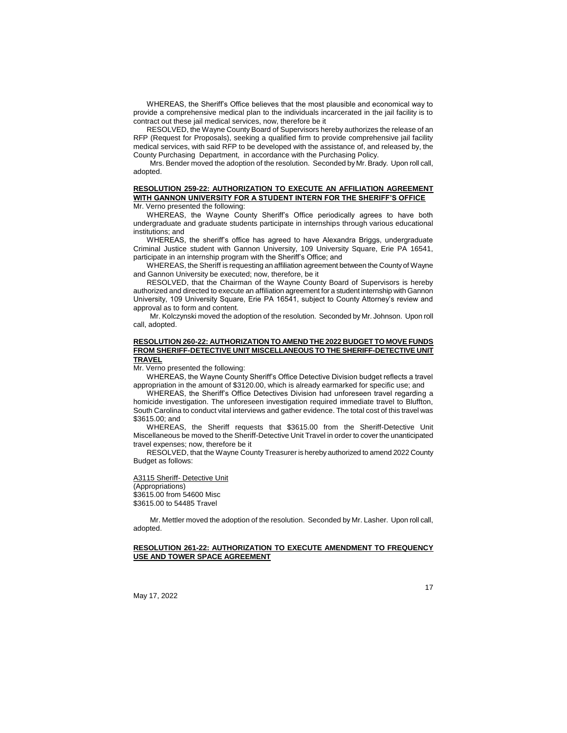WHEREAS, the Sheriff's Office believes that the most plausible and economical way to provide a comprehensive medical plan to the individuals incarcerated in the jail facility is to contract out these jail medical services, now, therefore be it

RESOLVED, the Wayne County Board of Supervisors hereby authorizes the release of an RFP (Request for Proposals), seeking a qualified firm to provide comprehensive jail facility medical services, with said RFP to be developed with the assistance of, and released by, the County Purchasing Department, in accordance with the Purchasing Policy.

Mrs. Bender moved the adoption of the resolution. Seconded by Mr. Brady. Upon roll call, adopted.

**RESOLUTION 259-22: AUTHORIZATION TO EXECUTE AN AFFILIATION AGREEMENT WITH GANNON UNIVERSITY FOR A STUDENT INTERN FOR THE SHERIFF'S OFFICE**

Mr. Verno presented the following:

WHEREAS, the Wayne County Sheriff's Office periodically agrees to have both undergraduate and graduate students participate in internships through various educational institutions; and

WHEREAS, the sheriff's office has agreed to have Alexandra Briggs, undergraduate Criminal Justice student with Gannon University, 109 University Square, Erie PA 16541, participate in an internship program with the Sheriff's Office; and

WHEREAS, the Sheriff is requesting an affiliation agreement between the County of Wayne and Gannon University be executed; now, therefore, be it

RESOLVED, that the Chairman of the Wayne County Board of Supervisors is hereby authorized and directed to execute an affiliation agreement for a student internship with Gannon University, 109 University Square, Erie PA 16541, subject to County Attorney's review and approval as to form and content.

Mr. Kolczynski moved the adoption of the resolution. Seconded by Mr. Johnson. Upon roll call, adopted.

**RESOLUTION 260-22: AUTHORIZATION TO AMEND THE 2022 BUDGET TO MOVE FUNDS FROM SHERIFF-DETECTIVE UNIT MISCELLANEOUS TO THE SHERIFF-DETECTIVE UNIT TRAVEL**

Mr. Verno presented the following:

WHEREAS, the Wayne County Sheriff's Office Detective Division budget reflects a travel appropriation in the amount of $3120.00, which is already earmarked for specific use; and

WHEREAS, the Sheriff's Office Detectives Division had unforeseen travel regarding a homicide investigation. The unforeseen investigation required immediate travel to Bluffton, South Carolina to conduct vital interviews and gather evidence. The total cost of this travel was $3615.00; and

WHEREAS, the Sheriff requests that $3615.00 from the Sheriff-Detective Unit Miscellaneous be moved to the Sheriff-Detective Unit Travel in order to cover the unanticipated travel expenses; now, therefore be it

RESOLVED, that the Wayne County Treasurer is hereby authorized to amend 2022 County Budget as follows:

A3115 Sheriff- Detective Unit
(Appropriations)
$3615.00 from 54600 Misc
$3615.00 to 54485 Travel

Mr. Mettler moved the adoption of the resolution. Seconded by Mr. Lasher. Upon roll call, adopted.

**RESOLUTION 261-22: AUTHORIZATION TO EXECUTE AMENDMENT TO FREQUENCY USE AND TOWER SPACE AGREEMENT**

May 17, 2022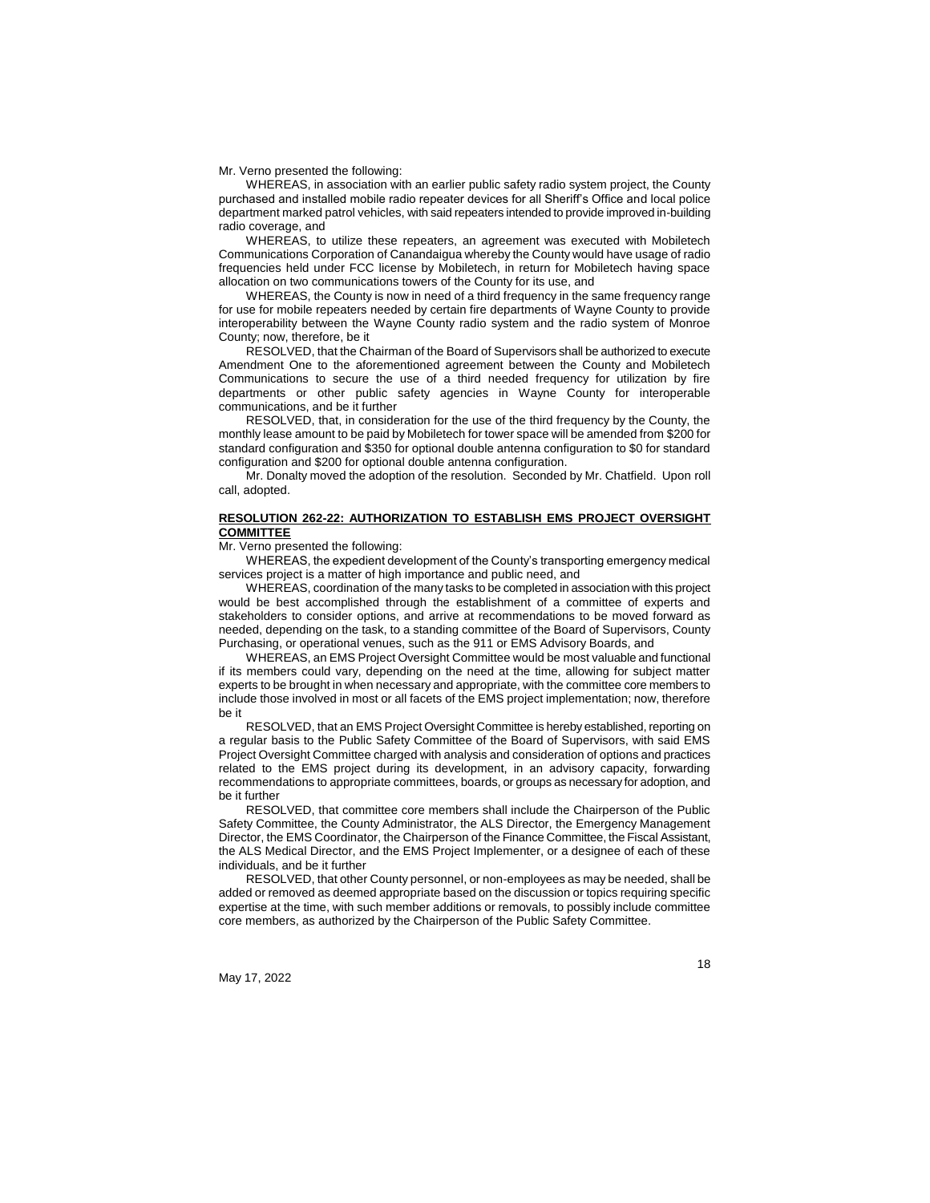Mr. Verno presented the following:

WHEREAS, in association with an earlier public safety radio system project, the County purchased and installed mobile radio repeater devices for all Sheriff's Office and local police department marked patrol vehicles, with said repeaters intended to provide improved in-building radio coverage, and

WHEREAS, to utilize these repeaters, an agreement was executed with Mobiletech Communications Corporation of Canandaigua whereby the County would have usage of radio frequencies held under FCC license by Mobiletech, in return for Mobiletech having space allocation on two communications towers of the County for its use, and

WHEREAS, the County is now in need of a third frequency in the same frequency range for use for mobile repeaters needed by certain fire departments of Wayne County to provide interoperability between the Wayne County radio system and the radio system of Monroe County; now, therefore, be it

RESOLVED, that the Chairman of the Board of Supervisors shall be authorized to execute Amendment One to the aforementioned agreement between the County and Mobiletech Communications to secure the use of a third needed frequency for utilization by fire departments or other public safety agencies in Wayne County for interoperable communications, and be it further

RESOLVED, that, in consideration for the use of the third frequency by the County, the monthly lease amount to be paid by Mobiletech for tower space will be amended from $200 for standard configuration and $350 for optional double antenna configuration to $0 for standard configuration and $200 for optional double antenna configuration.

Mr. Donalty moved the adoption of the resolution. Seconded by Mr. Chatfield. Upon roll call, adopted.

## RESOLUTION 262-22: AUTHORIZATION TO ESTABLISH EMS PROJECT OVERSIGHT COMMITTEE

Mr. Verno presented the following:

WHEREAS, the expedient development of the County's transporting emergency medical services project is a matter of high importance and public need, and

WHEREAS, coordination of the many tasks to be completed in association with this project would be best accomplished through the establishment of a committee of experts and stakeholders to consider options, and arrive at recommendations to be moved forward as needed, depending on the task, to a standing committee of the Board of Supervisors, County Purchasing, or operational venues, such as the 911 or EMS Advisory Boards, and

WHEREAS, an EMS Project Oversight Committee would be most valuable and functional if its members could vary, depending on the need at the time, allowing for subject matter experts to be brought in when necessary and appropriate, with the committee core members to include those involved in most or all facets of the EMS project implementation; now, therefore be it

RESOLVED, that an EMS Project Oversight Committee is hereby established, reporting on a regular basis to the Public Safety Committee of the Board of Supervisors, with said EMS Project Oversight Committee charged with analysis and consideration of options and practices related to the EMS project during its development, in an advisory capacity, forwarding recommendations to appropriate committees, boards, or groups as necessary for adoption, and be it further

RESOLVED, that committee core members shall include the Chairperson of the Public Safety Committee, the County Administrator, the ALS Director, the Emergency Management Director, the EMS Coordinator, the Chairperson of the Finance Committee, the Fiscal Assistant, the ALS Medical Director, and the EMS Project Implementer, or a designee of each of these individuals, and be it further

RESOLVED, that other County personnel, or non-employees as may be needed, shall be added or removed as deemed appropriate based on the discussion or topics requiring specific expertise at the time, with such member additions or removals, to possibly include committee core members, as authorized by the Chairperson of the Public Safety Committee.

May 17, 2022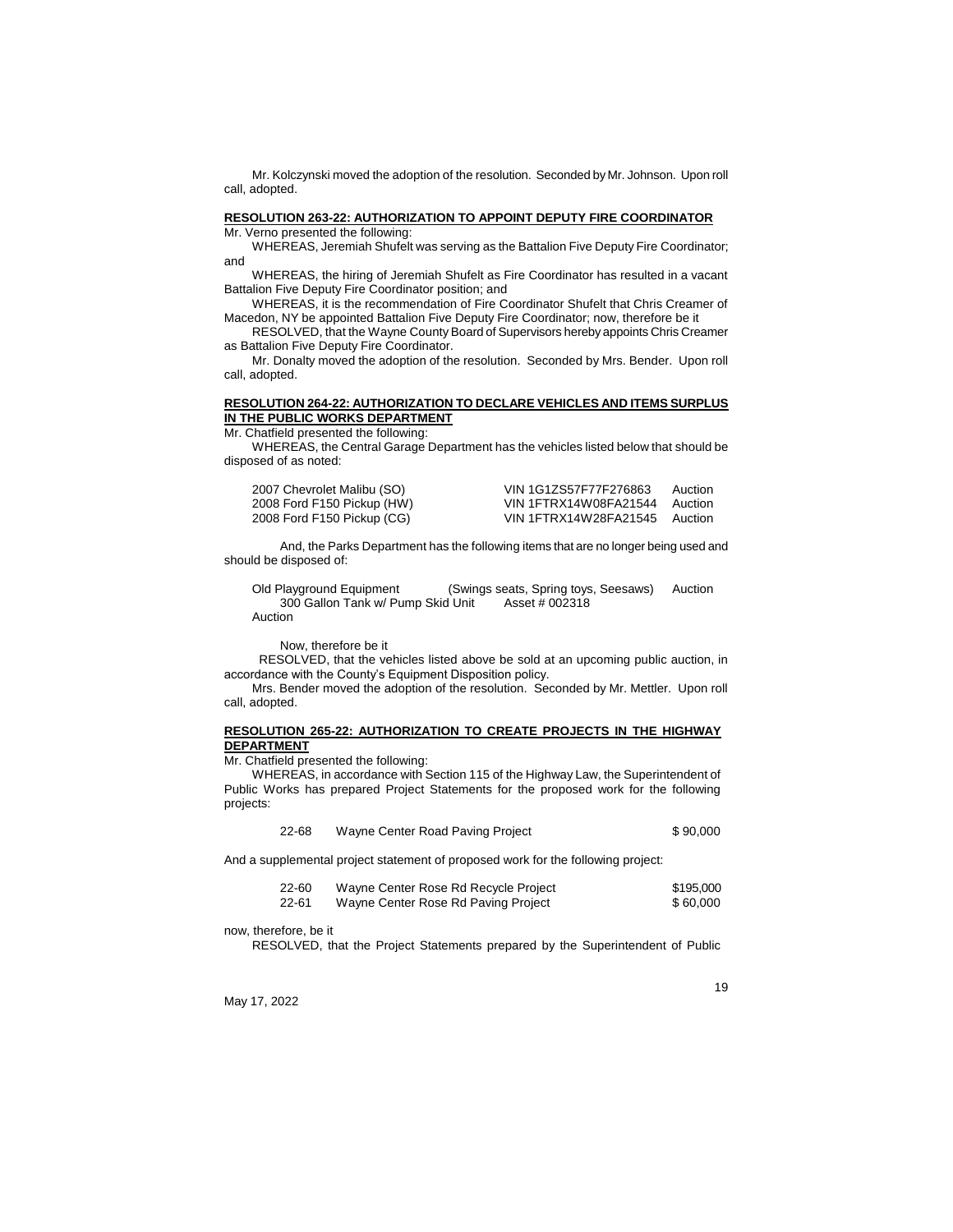Mr. Kolczynski moved the adoption of the resolution. Seconded by Mr. Johnson. Upon roll call, adopted.

**RESOLUTION 263-22: AUTHORIZATION TO APPOINT DEPUTY FIRE COORDINATOR**

Mr. Verno presented the following:

WHEREAS, Jeremiah Shufelt was serving as the Battalion Five Deputy Fire Coordinator; and

WHEREAS, the hiring of Jeremiah Shufelt as Fire Coordinator has resulted in a vacant Battalion Five Deputy Fire Coordinator position; and

WHEREAS, it is the recommendation of Fire Coordinator Shufelt that Chris Creamer of Macedon, NY be appointed Battalion Five Deputy Fire Coordinator; now, therefore be it

RESOLVED, that the Wayne County Board of Supervisors hereby appoints Chris Creamer as Battalion Five Deputy Fire Coordinator.

Mr. Donalty moved the adoption of the resolution. Seconded by Mrs. Bender. Upon roll call, adopted.

**RESOLUTION 264-22: AUTHORIZATION TO DECLARE VEHICLES AND ITEMS SURPLUS IN THE PUBLIC WORKS DEPARTMENT**

Mr. Chatfield presented the following:

WHEREAS, the Central Garage Department has the vehicles listed below that should be disposed of as noted:

| | | |
|---|---|---|
| 2007 Chevrolet Malibu (SO) | VIN 1G1ZS57F77F276863 | Auction |
| 2008 Ford F150 Pickup (HW) | VIN 1FTRX14W08FA21544 | Auction |
| 2008 Ford F150 Pickup (CG) | VIN 1FTRX14W28FA21545 | Auction |

And, the Parks Department has the following items that are no longer being used and should be disposed of:

Old Playground Equipment (Swings seats, Spring toys, Seesaws) Auction
300 Gallon Tank w/ Pump Skid Unit Asset # 002318
Auction

Now, therefore be it

RESOLVED, that the vehicles listed above be sold at an upcoming public auction, in accordance with the County's Equipment Disposition policy.

Mrs. Bender moved the adoption of the resolution. Seconded by Mr. Mettler. Upon roll call, adopted.

**RESOLUTION 265-22: AUTHORIZATION TO CREATE PROJECTS IN THE HIGHWAY DEPARTMENT**

Mr. Chatfield presented the following:

WHEREAS, in accordance with Section 115 of the Highway Law, the Superintendent of Public Works has prepared Project Statements for the proposed work for the following projects:

| | | |
|---|---|---|
| 22-68 | Wayne Center Road Paving Project | $ 90,000 |

And a supplemental project statement of proposed work for the following project:

| | | |
|---|---|---|
| 22-60 | Wayne Center Rose Rd Recycle Project | $195,000 |
| 22-61 | Wayne Center Rose Rd Paving Project | $ 60,000 |

now, therefore, be it

RESOLVED, that the Project Statements prepared by the Superintendent of Public

May 17, 2022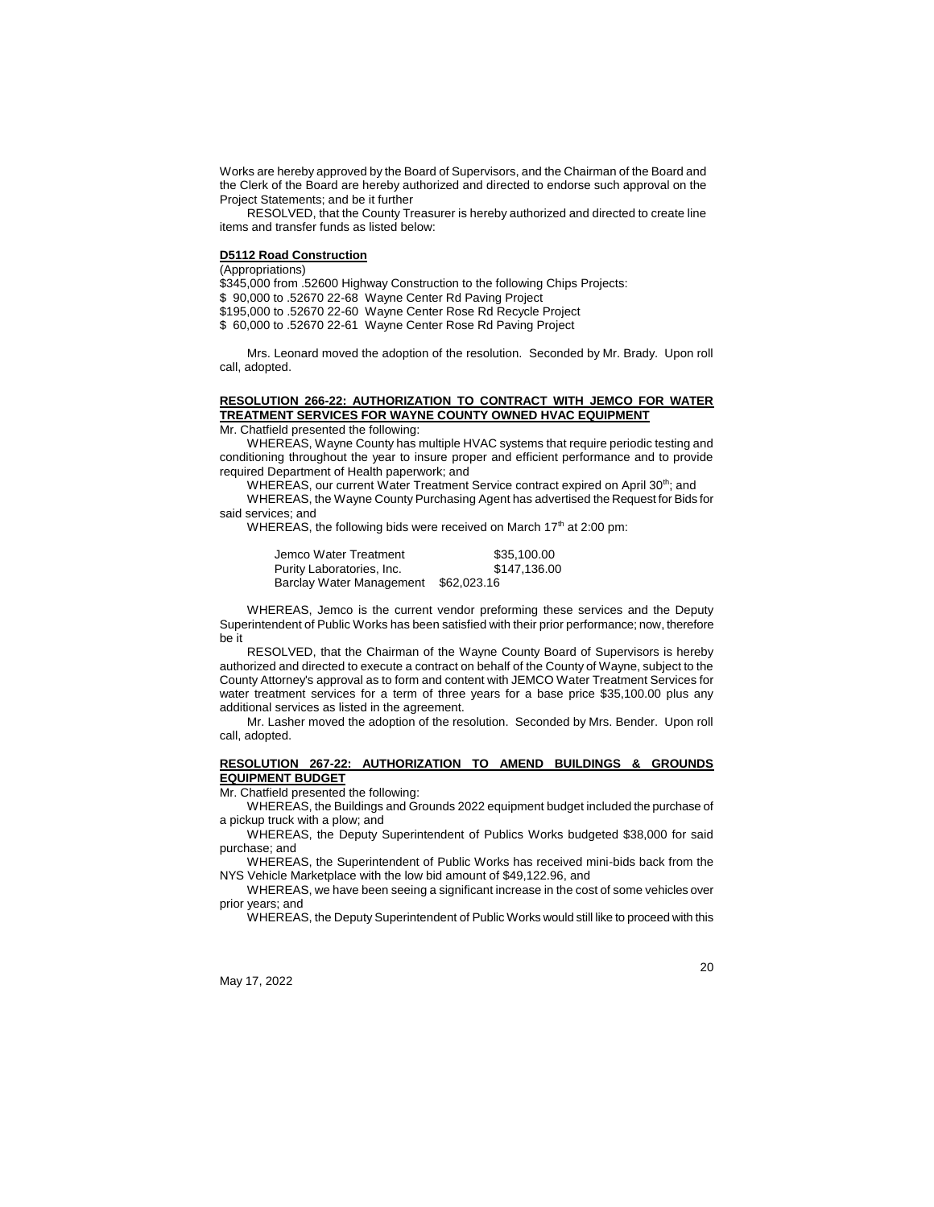Works are hereby approved by the Board of Supervisors, and the Chairman of the Board and the Clerk of the Board are hereby authorized and directed to endorse such approval on the Project Statements; and be it further

RESOLVED, that the County Treasurer is hereby authorized and directed to create line items and transfer funds as listed below:

**D5112 Road Construction**

(Appropriations)
$345,000 from .52600 Highway Construction to the following Chips Projects:
$ 90,000 to .52670 22-68 Wayne Center Rd Paving Project
$195,000 to .52670 22-60 Wayne Center Rose Rd Recycle Project
$ 60,000 to .52670 22-61 Wayne Center Rose Rd Paving Project

Mrs. Leonard moved the adoption of the resolution. Seconded by Mr. Brady. Upon roll call, adopted.

**RESOLUTION 266-22: AUTHORIZATION TO CONTRACT WITH JEMCO FOR WATER TREATMENT SERVICES FOR WAYNE COUNTY OWNED HVAC EQUIPMENT**

Mr. Chatfield presented the following:

WHEREAS, Wayne County has multiple HVAC systems that require periodic testing and conditioning throughout the year to insure proper and efficient performance and to provide required Department of Health paperwork; and

WHEREAS, our current Water Treatment Service contract expired on April 30th; and

WHEREAS, the Wayne County Purchasing Agent has advertised the Request for Bids for said services; and

WHEREAS, the following bids were received on March 17th at 2:00 pm:

| | |
|---|---|
| Jemco Water Treatment | $35,100.00 |
| Purity Laboratories, Inc. | $147,136.00 |
| Barclay Water Management | $62,023.16 |

WHEREAS, Jemco is the current vendor preforming these services and the Deputy Superintendent of Public Works has been satisfied with their prior performance; now, therefore be it

RESOLVED, that the Chairman of the Wayne County Board of Supervisors is hereby authorized and directed to execute a contract on behalf of the County of Wayne, subject to the County Attorney's approval as to form and content with JEMCO Water Treatment Services for water treatment services for a term of three years for a base price $35,100.00 plus any additional services as listed in the agreement.

Mr. Lasher moved the adoption of the resolution. Seconded by Mrs. Bender. Upon roll call, adopted.

**RESOLUTION 267-22: AUTHORIZATION TO AMEND BUILDINGS & GROUNDS EQUIPMENT BUDGET**

Mr. Chatfield presented the following:

WHEREAS, the Buildings and Grounds 2022 equipment budget included the purchase of a pickup truck with a plow; and

WHEREAS, the Deputy Superintendent of Publics Works budgeted $38,000 for said purchase; and

WHEREAS, the Superintendent of Public Works has received mini-bids back from the NYS Vehicle Marketplace with the low bid amount of $49,122.96, and

WHEREAS, we have been seeing a significant increase in the cost of some vehicles over prior years; and

WHEREAS, the Deputy Superintendent of Public Works would still like to proceed with this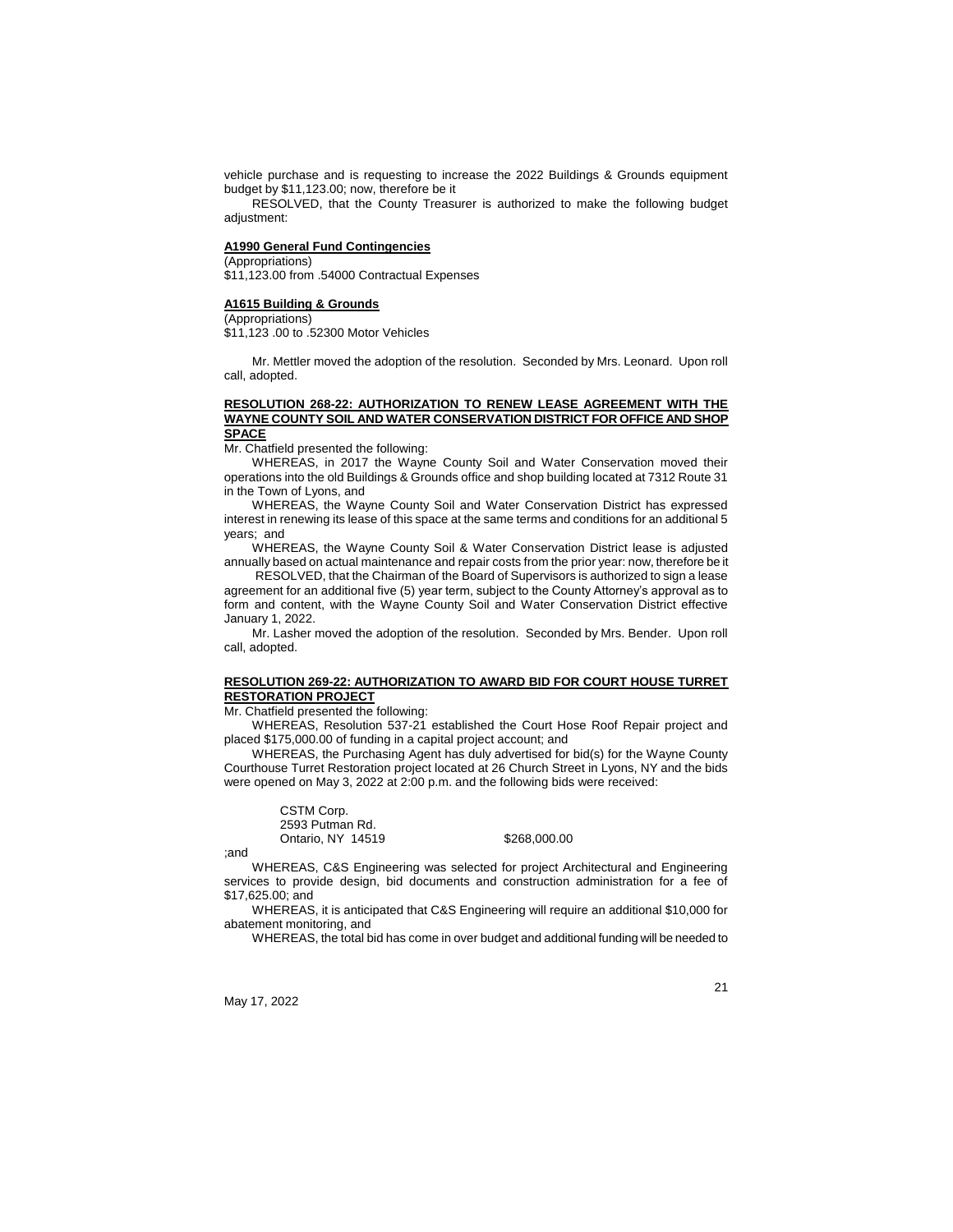vehicle purchase and is requesting to increase the 2022 Buildings & Grounds equipment budget by $11,123.00; now, therefore be it

RESOLVED, that the County Treasurer is authorized to make the following budget adjustment:

**A1990 General Fund Contingencies**
(Appropriations)
$11,123.00 from .54000 Contractual Expenses

**A1615 Building & Grounds**
(Appropriations)
$11,123 .00 to .52300 Motor Vehicles

Mr. Mettler moved the adoption of the resolution. Seconded by Mrs. Leonard. Upon roll call, adopted.

**RESOLUTION 268-22: AUTHORIZATION TO RENEW LEASE AGREEMENT WITH THE WAYNE COUNTY SOIL AND WATER CONSERVATION DISTRICT FOR OFFICE AND SHOP SPACE**

Mr. Chatfield presented the following:

WHEREAS, in 2017 the Wayne County Soil and Water Conservation moved their operations into the old Buildings & Grounds office and shop building located at 7312 Route 31 in the Town of Lyons, and

WHEREAS, the Wayne County Soil and Water Conservation District has expressed interest in renewing its lease of this space at the same terms and conditions for an additional 5 years; and

WHEREAS, the Wayne County Soil & Water Conservation District lease is adjusted annually based on actual maintenance and repair costs from the prior year: now, therefore be it

RESOLVED, that the Chairman of the Board of Supervisors is authorized to sign a lease agreement for an additional five (5) year term, subject to the County Attorney's approval as to form and content, with the Wayne County Soil and Water Conservation District effective January 1, 2022.

Mr. Lasher moved the adoption of the resolution. Seconded by Mrs. Bender. Upon roll call, adopted.

**RESOLUTION 269-22: AUTHORIZATION TO AWARD BID FOR COURT HOUSE TURRET RESTORATION PROJECT**

Mr. Chatfield presented the following:

WHEREAS, Resolution 537-21 established the Court Hose Roof Repair project and placed $175,000.00 of funding in a capital project account; and

WHEREAS, the Purchasing Agent has duly advertised for bid(s) for the Wayne County Courthouse Turret Restoration project located at 26 Church Street in Lyons, NY and the bids were opened on May 3, 2022 at 2:00 p.m. and the following bids were received:

CSTM Corp.
2593 Putman Rd.
Ontario, NY 14519 $268,000.00

;and

WHEREAS, C&S Engineering was selected for project Architectural and Engineering services to provide design, bid documents and construction administration for a fee of $17,625.00; and

WHEREAS, it is anticipated that C&S Engineering will require an additional $10,000 for abatement monitoring, and

WHEREAS, the total bid has come in over budget and additional funding will be needed to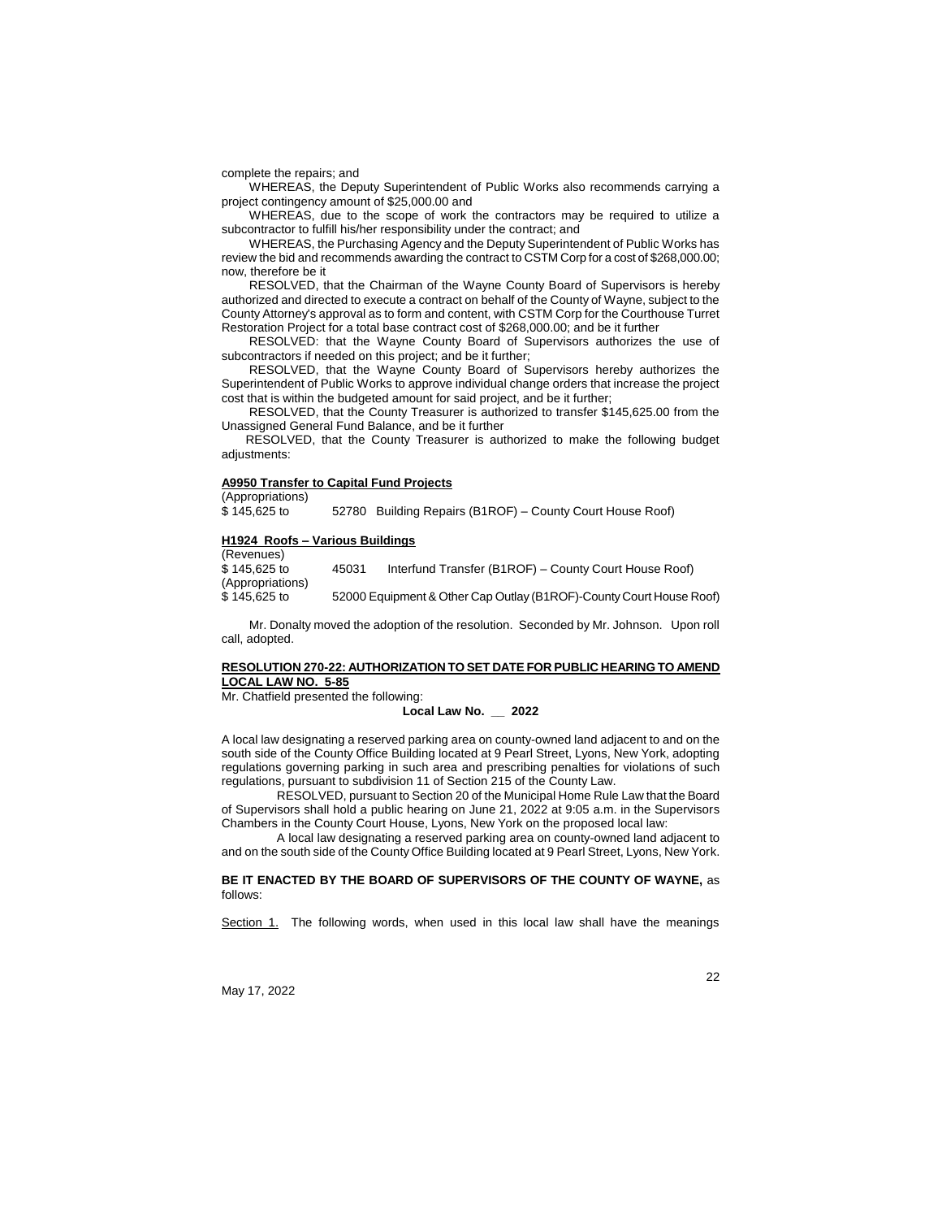complete the repairs; and

WHEREAS, the Deputy Superintendent of Public Works also recommends carrying a project contingency amount of $25,000.00 and

WHEREAS, due to the scope of work the contractors may be required to utilize a subcontractor to fulfill his/her responsibility under the contract; and

WHEREAS, the Purchasing Agency and the Deputy Superintendent of Public Works has review the bid and recommends awarding the contract to CSTM Corp for a cost of $268,000.00; now, therefore be it

RESOLVED, that the Chairman of the Wayne County Board of Supervisors is hereby authorized and directed to execute a contract on behalf of the County of Wayne, subject to the County Attorney's approval as to form and content, with CSTM Corp for the Courthouse Turret Restoration Project for a total base contract cost of $268,000.00; and be it further

RESOLVED: that the Wayne County Board of Supervisors authorizes the use of subcontractors if needed on this project; and be it further;

RESOLVED, that the Wayne County Board of Supervisors hereby authorizes the Superintendent of Public Works to approve individual change orders that increase the project cost that is within the budgeted amount for said project, and be it further;

RESOLVED, that the County Treasurer is authorized to transfer $145,625.00 from the Unassigned General Fund Balance, and be it further

RESOLVED, that the County Treasurer is authorized to make the following budget adjustments:

**A9950 Transfer to Capital Fund Projects**

(Appropriations)
$ 145,625 to 52780 Building Repairs (B1ROF) – County Court House Roof)

**H1924 Roofs – Various Buildings**

(Revenues)
$ 145,625 to 45031 Interfund Transfer (B1ROF) – County Court House Roof)
(Appropriations)
$ 145,625 to 52000 Equipment & Other Cap Outlay (B1ROF)-County Court House Roof)

Mr. Donalty moved the adoption of the resolution. Seconded by Mr. Johnson. Upon roll call, adopted.

**RESOLUTION 270-22: AUTHORIZATION TO SET DATE FOR PUBLIC HEARING TO AMEND LOCAL LAW NO. 5-85**

Mr. Chatfield presented the following:

**Local Law No. __ 2022**

A local law designating a reserved parking area on county-owned land adjacent to and on the south side of the County Office Building located at 9 Pearl Street, Lyons, New York, adopting regulations governing parking in such area and prescribing penalties for violations of such regulations, pursuant to subdivision 11 of Section 215 of the County Law.

RESOLVED, pursuant to Section 20 of the Municipal Home Rule Law that the Board of Supervisors shall hold a public hearing on June 21, 2022 at 9:05 a.m. in the Supervisors Chambers in the County Court House, Lyons, New York on the proposed local law:

A local law designating a reserved parking area on county-owned land adjacent to and on the south side of the County Office Building located at 9 Pearl Street, Lyons, New York.

**BE IT ENACTED BY THE BOARD OF SUPERVISORS OF THE COUNTY OF WAYNE,** as follows:

Section 1. The following words, when used in this local law shall have the meanings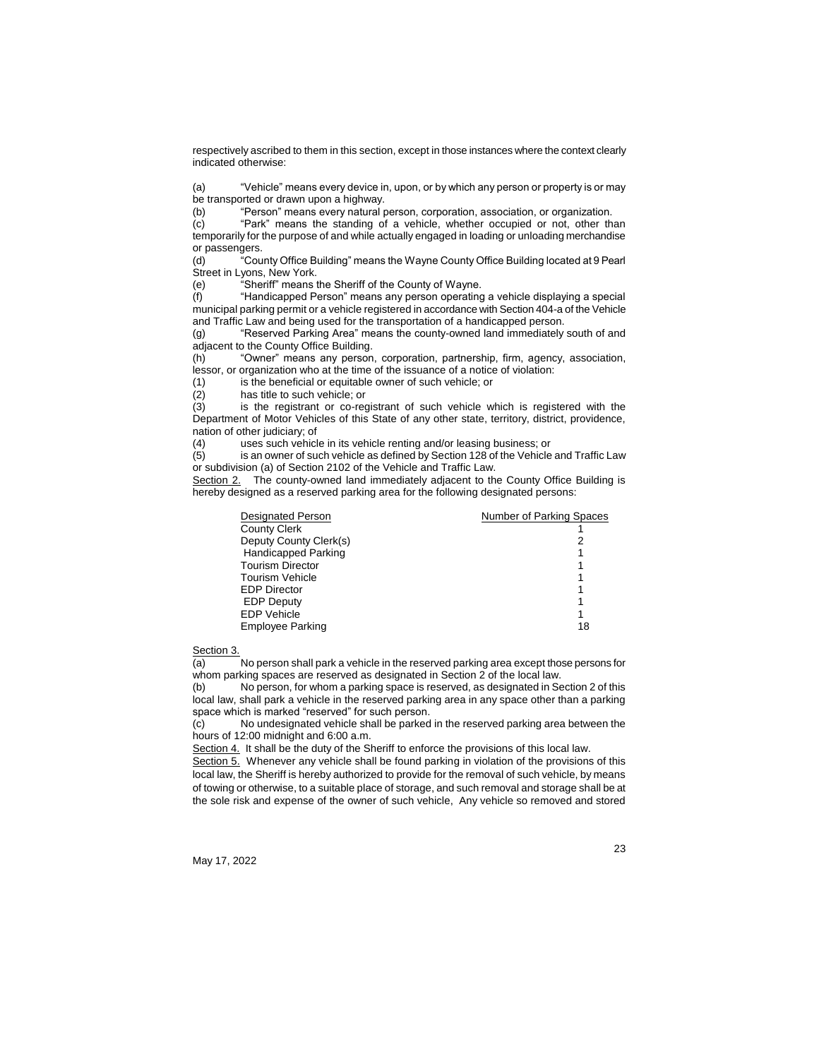respectively ascribed to them in this section, except in those instances where the context clearly indicated otherwise:

(a) "Vehicle" means every device in, upon, or by which any person or property is or may be transported or drawn upon a highway.

(b) "Person" means every natural person, corporation, association, or organization.

(c) "Park" means the standing of a vehicle, whether occupied or not, other than temporarily for the purpose of and while actually engaged in loading or unloading merchandise or passengers.

(d) "County Office Building" means the Wayne County Office Building located at 9 Pearl Street in Lyons, New York.

(e) "Sheriff" means the Sheriff of the County of Wayne.

(f) "Handicapped Person" means any person operating a vehicle displaying a special municipal parking permit or a vehicle registered in accordance with Section 404-a of the Vehicle and Traffic Law and being used for the transportation of a handicapped person.

(g) "Reserved Parking Area" means the county-owned land immediately south of and adjacent to the County Office Building.

(h) "Owner" means any person, corporation, partnership, firm, agency, association, lessor, or organization who at the time of the issuance of a notice of violation:

(1) is the beneficial or equitable owner of such vehicle; or

(2) has title to such vehicle; or

(3) is the registrant or co-registrant of such vehicle which is registered with the Department of Motor Vehicles of this State of any other state, territory, district, providence, nation of other judiciary; of

(4) uses such vehicle in its vehicle renting and/or leasing business; or

(5) is an owner of such vehicle as defined by Section 128 of the Vehicle and Traffic Law or subdivision (a) of Section 2102 of the Vehicle and Traffic Law.

Section 2. The county-owned land immediately adjacent to the County Office Building is hereby designed as a reserved parking area for the following designated persons:

| Designated Person | Number of Parking Spaces |
|---|---|
| County Clerk | 1 |
| Deputy County Clerk(s) | 2 |
| Handicapped Parking | 1 |
| Tourism Director | 1 |
| Tourism Vehicle | 1 |
| EDP Director | 1 |
| EDP Deputy | 1 |
| EDP Vehicle | 1 |
| Employee Parking | 18 |

Section 3.

(a) No person shall park a vehicle in the reserved parking area except those persons for whom parking spaces are reserved as designated in Section 2 of the local law.

(b) No person, for whom a parking space is reserved, as designated in Section 2 of this local law, shall park a vehicle in the reserved parking area in any space other than a parking space which is marked "reserved" for such person.

(c) No undesignated vehicle shall be parked in the reserved parking area between the hours of 12:00 midnight and 6:00 a.m.

Section 4. It shall be the duty of the Sheriff to enforce the provisions of this local law.

Section 5. Whenever any vehicle shall be found parking in violation of the provisions of this local law, the Sheriff is hereby authorized to provide for the removal of such vehicle, by means of towing or otherwise, to a suitable place of storage, and such removal and storage shall be at the sole risk and expense of the owner of such vehicle, Any vehicle so removed and stored

May 17, 2022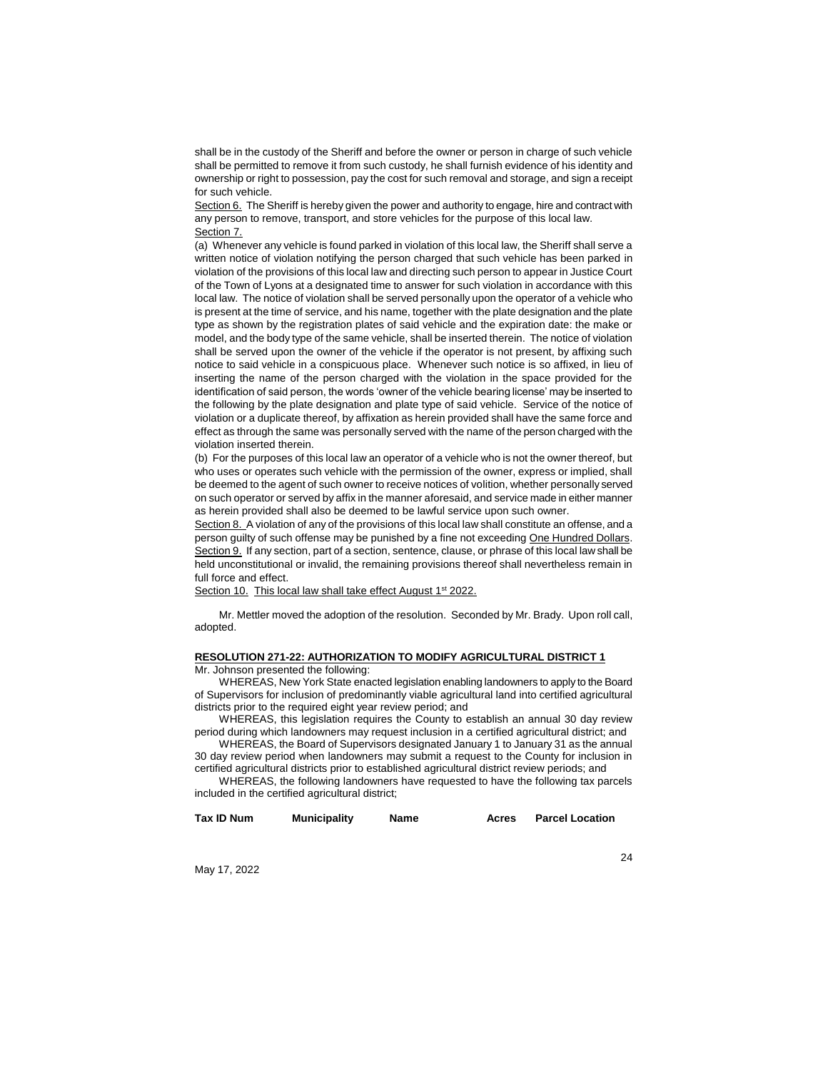shall be in the custody of the Sheriff and before the owner or person in charge of such vehicle shall be permitted to remove it from such custody, he shall furnish evidence of his identity and ownership or right to possession, pay the cost for such removal and storage, and sign a receipt for such vehicle.

Section 6. The Sheriff is hereby given the power and authority to engage, hire and contract with any person to remove, transport, and store vehicles for the purpose of this local law.

Section 7.

(a) Whenever any vehicle is found parked in violation of this local law, the Sheriff shall serve a written notice of violation notifying the person charged that such vehicle has been parked in violation of the provisions of this local law and directing such person to appear in Justice Court of the Town of Lyons at a designated time to answer for such violation in accordance with this local law. The notice of violation shall be served personally upon the operator of a vehicle who is present at the time of service, and his name, together with the plate designation and the plate type as shown by the registration plates of said vehicle and the expiration date: the make or model, and the body type of the same vehicle, shall be inserted therein. The notice of violation shall be served upon the owner of the vehicle if the operator is not present, by affixing such notice to said vehicle in a conspicuous place. Whenever such notice is so affixed, in lieu of inserting the name of the person charged with the violation in the space provided for the identification of said person, the words 'owner of the vehicle bearing license' may be inserted to the following by the plate designation and plate type of said vehicle. Service of the notice of violation or a duplicate thereof, by affixation as herein provided shall have the same force and effect as through the same was personally served with the name of the person charged with the violation inserted therein.

(b) For the purposes of this local law an operator of a vehicle who is not the owner thereof, but who uses or operates such vehicle with the permission of the owner, express or implied, shall be deemed to the agent of such owner to receive notices of volition, whether personally served on such operator or served by affix in the manner aforesaid, and service made in either manner as herein provided shall also be deemed to be lawful service upon such owner.

Section 8. A violation of any of the provisions of this local law shall constitute an offense, and a person guilty of such offense may be punished by a fine not exceeding One Hundred Dollars.

Section 9. If any section, part of a section, sentence, clause, or phrase of this local law shall be held unconstitutional or invalid, the remaining provisions thereof shall nevertheless remain in full force and effect.

Section 10. This local law shall take effect August 1st 2022.

Mr. Mettler moved the adoption of the resolution. Seconded by Mr. Brady. Upon roll call, adopted.

**RESOLUTION 271-22: AUTHORIZATION TO MODIFY AGRICULTURAL DISTRICT 1**

Mr. Johnson presented the following:

WHEREAS, New York State enacted legislation enabling landowners to apply to the Board of Supervisors for inclusion of predominantly viable agricultural land into certified agricultural districts prior to the required eight year review period; and

WHEREAS, this legislation requires the County to establish an annual 30 day review period during which landowners may request inclusion in a certified agricultural district; and

WHEREAS, the Board of Supervisors designated January 1 to January 31 as the annual 30 day review period when landowners may submit a request to the County for inclusion in certified agricultural districts prior to established agricultural district review periods; and

WHEREAS, the following landowners have requested to have the following tax parcels included in the certified agricultural district;

| Tax ID Num | Municipality | Name | Acres | Parcel Location |
|---|---|---|---|---|

May 17, 2022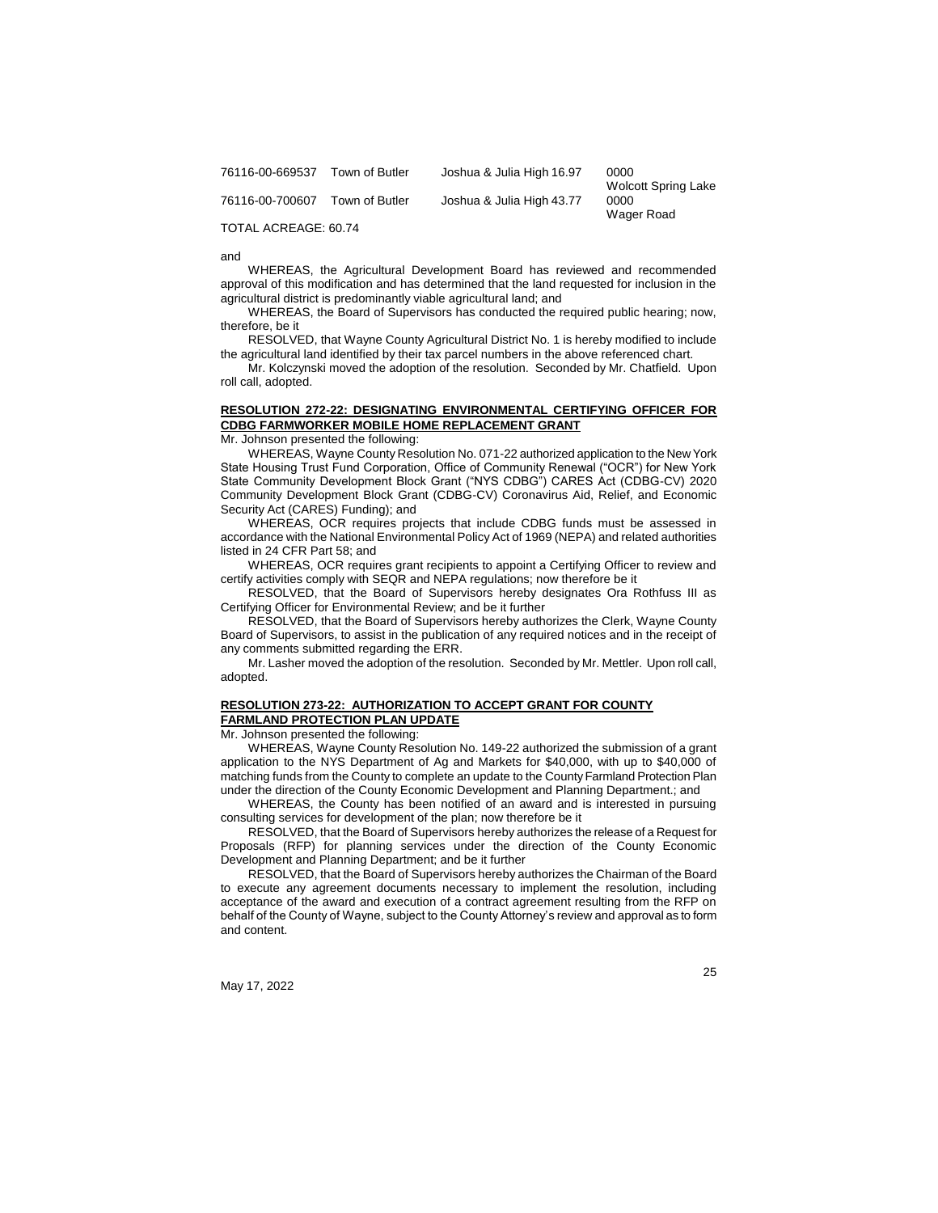| | | | |
|---|---|---|---|
| 76116-00-669537 | Town of Butler | Joshua & Julia High 16.97 | 0000 Wolcott Spring Lake |
| 76116-00-700607 | Town of Butler | Joshua & Julia High 43.77 | 0000 Wager Road |

TOTAL ACREAGE: 60.74

and

WHEREAS, the Agricultural Development Board has reviewed and recommended approval of this modification and has determined that the land requested for inclusion in the agricultural district is predominantly viable agricultural land; and

WHEREAS, the Board of Supervisors has conducted the required public hearing; now, therefore, be it

RESOLVED, that Wayne County Agricultural District No. 1 is hereby modified to include the agricultural land identified by their tax parcel numbers in the above referenced chart.

Mr. Kolczynski moved the adoption of the resolution. Seconded by Mr. Chatfield. Upon roll call, adopted.

**RESOLUTION 272-22: DESIGNATING ENVIRONMENTAL CERTIFYING OFFICER FOR CDBG FARMWORKER MOBILE HOME REPLACEMENT GRANT**

Mr. Johnson presented the following:

WHEREAS, Wayne County Resolution No. 071-22 authorized application to the New York State Housing Trust Fund Corporation, Office of Community Renewal ("OCR") for New York State Community Development Block Grant ("NYS CDBG") CARES Act (CDBG-CV) 2020 Community Development Block Grant (CDBG-CV) Coronavirus Aid, Relief, and Economic Security Act (CARES) Funding); and

WHEREAS, OCR requires projects that include CDBG funds must be assessed in accordance with the National Environmental Policy Act of 1969 (NEPA) and related authorities listed in 24 CFR Part 58; and

WHEREAS, OCR requires grant recipients to appoint a Certifying Officer to review and certify activities comply with SEQR and NEPA regulations; now therefore be it

RESOLVED, that the Board of Supervisors hereby designates Ora Rothfuss III as Certifying Officer for Environmental Review; and be it further

RESOLVED, that the Board of Supervisors hereby authorizes the Clerk, Wayne County Board of Supervisors, to assist in the publication of any required notices and in the receipt of any comments submitted regarding the ERR.

Mr. Lasher moved the adoption of the resolution. Seconded by Mr. Mettler. Upon roll call, adopted.

**RESOLUTION 273-22: AUTHORIZATION TO ACCEPT GRANT FOR COUNTY FARMLAND PROTECTION PLAN UPDATE**

Mr. Johnson presented the following:

WHEREAS, Wayne County Resolution No. 149-22 authorized the submission of a grant application to the NYS Department of Ag and Markets for $40,000, with up to $40,000 of matching funds from the County to complete an update to the County Farmland Protection Plan under the direction of the County Economic Development and Planning Department.; and

WHEREAS, the County has been notified of an award and is interested in pursuing consulting services for development of the plan; now therefore be it

RESOLVED, that the Board of Supervisors hereby authorizes the release of a Request for Proposals (RFP) for planning services under the direction of the County Economic Development and Planning Department; and be it further

RESOLVED, that the Board of Supervisors hereby authorizes the Chairman of the Board to execute any agreement documents necessary to implement the resolution, including acceptance of the award and execution of a contract agreement resulting from the RFP on behalf of the County of Wayne, subject to the County Attorney's review and approval as to form and content.

May 17, 2022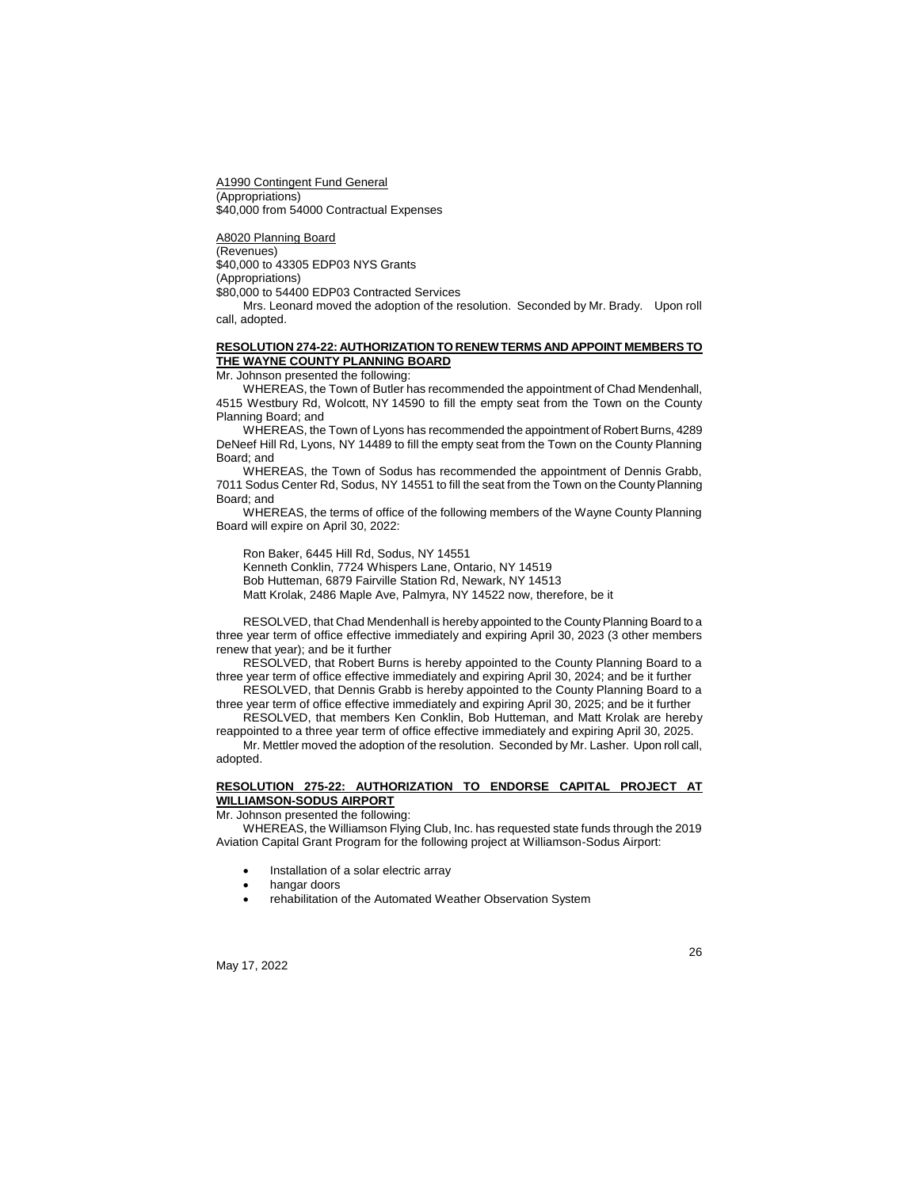<u>A1990 Contingent Fund General</u>
(Appropriations)
$40,000 from 54000 Contractual Expenses

<u>A8020 Planning Board</u>
(Revenues)
$40,000 to 43305 EDP03 NYS Grants
(Appropriations)
$80,000 to 54400 EDP03 Contracted Services

Mrs. Leonard moved the adoption of the resolution. Seconded by Mr. Brady. Upon roll call, adopted.

**RESOLUTION 274-22: AUTHORIZATION TO RENEW TERMS AND APPOINT MEMBERS TO THE WAYNE COUNTY PLANNING BOARD**

Mr. Johnson presented the following:

WHEREAS, the Town of Butler has recommended the appointment of Chad Mendenhall, 4515 Westbury Rd, Wolcott, NY 14590 to fill the empty seat from the Town on the County Planning Board; and

WHEREAS, the Town of Lyons has recommended the appointment of Robert Burns, 4289 DeNeef Hill Rd, Lyons, NY 14489 to fill the empty seat from the Town on the County Planning Board; and

WHEREAS, the Town of Sodus has recommended the appointment of Dennis Grabb, 7011 Sodus Center Rd, Sodus, NY 14551 to fill the seat from the Town on the County Planning Board; and

WHEREAS, the terms of office of the following members of the Wayne County Planning Board will expire on April 30, 2022:

Ron Baker, 6445 Hill Rd, Sodus, NY 14551
Kenneth Conklin, 7724 Whispers Lane, Ontario, NY 14519
Bob Hutteman, 6879 Fairville Station Rd, Newark, NY 14513
Matt Krolak, 2486 Maple Ave, Palmyra, NY 14522 now, therefore, be it

RESOLVED, that Chad Mendenhall is hereby appointed to the County Planning Board to a three year term of office effective immediately and expiring April 30, 2023 (3 other members renew that year); and be it further

RESOLVED, that Robert Burns is hereby appointed to the County Planning Board to a three year term of office effective immediately and expiring April 30, 2024; and be it further

RESOLVED, that Dennis Grabb is hereby appointed to the County Planning Board to a three year term of office effective immediately and expiring April 30, 2025; and be it further

RESOLVED, that members Ken Conklin, Bob Hutteman, and Matt Krolak are hereby reappointed to a three year term of office effective immediately and expiring April 30, 2025.

Mr. Mettler moved the adoption of the resolution. Seconded by Mr. Lasher. Upon roll call, adopted.

**RESOLUTION 275-22: AUTHORIZATION TO ENDORSE CAPITAL PROJECT AT WILLIAMSON-SODUS AIRPORT**

Mr. Johnson presented the following:

WHEREAS, the Williamson Flying Club, Inc. has requested state funds through the 2019 Aviation Capital Grant Program for the following project at Williamson-Sodus Airport:

- Installation of a solar electric array
- hangar doors
- rehabilitation of the Automated Weather Observation System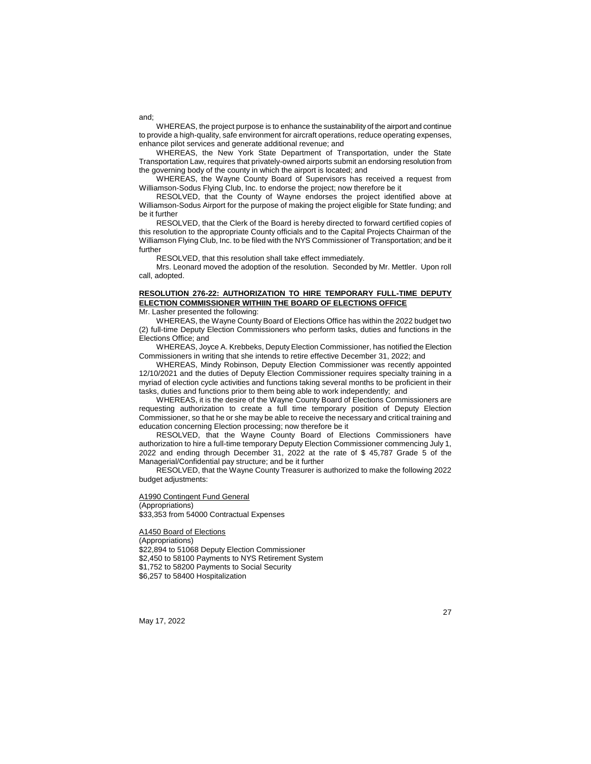and;

WHEREAS, the project purpose is to enhance the sustainability of the airport and continue to provide a high-quality, safe environment for aircraft operations, reduce operating expenses, enhance pilot services and generate additional revenue; and

WHEREAS, the New York State Department of Transportation, under the State Transportation Law, requires that privately-owned airports submit an endorsing resolution from the governing body of the county in which the airport is located; and

WHEREAS, the Wayne County Board of Supervisors has received a request from Williamson-Sodus Flying Club, Inc. to endorse the project; now therefore be it

RESOLVED, that the County of Wayne endorses the project identified above at Williamson-Sodus Airport for the purpose of making the project eligible for State funding; and be it further

RESOLVED, that the Clerk of the Board is hereby directed to forward certified copies of this resolution to the appropriate County officials and to the Capital Projects Chairman of the Williamson Flying Club, Inc. to be filed with the NYS Commissioner of Transportation; and be it further

RESOLVED, that this resolution shall take effect immediately.

Mrs. Leonard moved the adoption of the resolution. Seconded by Mr. Mettler. Upon roll call, adopted.

**RESOLUTION 276-22: AUTHORIZATION TO HIRE TEMPORARY FULL-TIME DEPUTY ELECTION COMMISSIONER WITHIIN THE BOARD OF ELECTIONS OFFICE**

Mr. Lasher presented the following:

WHEREAS, the Wayne County Board of Elections Office has within the 2022 budget two (2) full-time Deputy Election Commissioners who perform tasks, duties and functions in the Elections Office; and

WHEREAS, Joyce A. Krebbeks, Deputy Election Commissioner, has notified the Election Commissioners in writing that she intends to retire effective December 31, 2022; and

WHEREAS, Mindy Robinson, Deputy Election Commissioner was recently appointed 12/10/2021 and the duties of Deputy Election Commissioner requires specialty training in a myriad of election cycle activities and functions taking several months to be proficient in their tasks, duties and functions prior to them being able to work independently; and

WHEREAS, it is the desire of the Wayne County Board of Elections Commissioners are requesting authorization to create a full time temporary position of Deputy Election Commissioner, so that he or she may be able to receive the necessary and critical training and education concerning Election processing; now therefore be it

RESOLVED, that the Wayne County Board of Elections Commissioners have authorization to hire a full-time temporary Deputy Election Commissioner commencing July 1, 2022 and ending through December 31, 2022 at the rate of $ 45,787 Grade 5 of the Managerial/Confidential pay structure; and be it further

RESOLVED, that the Wayne County Treasurer is authorized to make the following 2022 budget adjustments:

A1990 Contingent Fund General
(Appropriations)
$33,353 from 54000 Contractual Expenses

A1450 Board of Elections
(Appropriations)
$22,894 to 51068 Deputy Election Commissioner
$2,450 to 58100 Payments to NYS Retirement System
$1,752 to 58200 Payments to Social Security
$6,257 to 58400 Hospitalization

May 17, 2022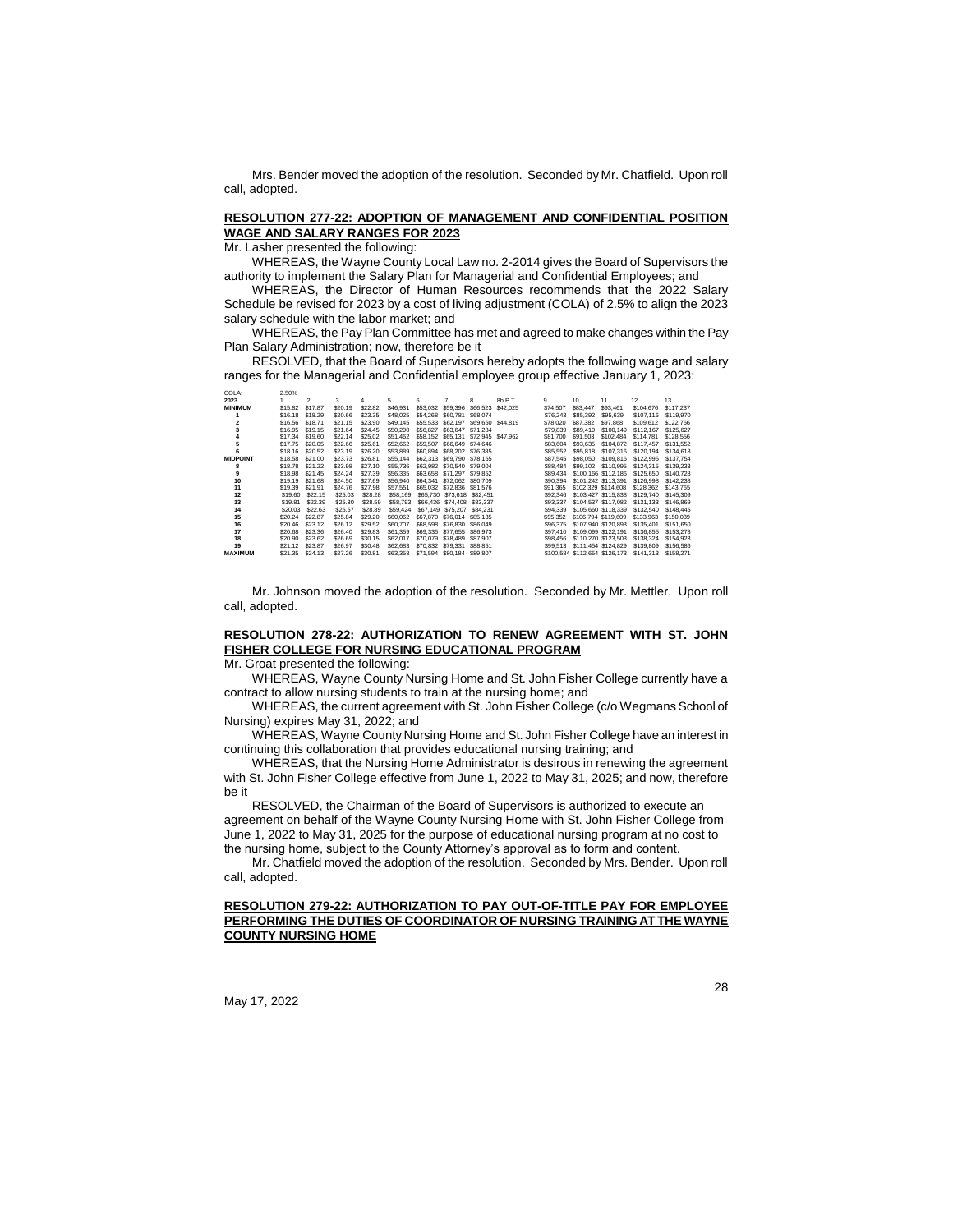Mrs. Bender moved the adoption of the resolution. Seconded by Mr. Chatfield. Upon roll call, adopted.

**RESOLUTION 277-22: ADOPTION OF MANAGEMENT AND CONFIDENTIAL POSITION WAGE AND SALARY RANGES FOR 2023**

Mr. Lasher presented the following:

WHEREAS, the Wayne County Local Law no. 2-2014 gives the Board of Supervisors the authority to implement the Salary Plan for Managerial and Confidential Employees; and

WHEREAS, the Director of Human Resources recommends that the 2022 Salary Schedule be revised for 2023 by a cost of living adjustment (COLA) of 2.5% to align the 2023 salary schedule with the labor market; and

WHEREAS, the Pay Plan Committee has met and agreed to make changes within the Pay Plan Salary Administration; now, therefore be it

RESOLVED, that the Board of Supervisors hereby adopts the following wage and salary ranges for the Managerial and Confidential employee group effective January 1, 2023:

| COLA: | 2.50% | | | | | | | | | | | | | |
|---|---|---|---|---|---|---|---|---|---|---|---|---|---|---|
| 2023 | 1 | 2 | 3 | 4 | 5 | 6 | 7 | 8 | 8b P.T. | 9 | 10 | 11 | 12 | 13 |
| MINIMUM | $15.82 | $17.87 | $20.19 | $22.82 | $46,931 | $53,032 | $59,396 | $66,523 | $42,025 | $74,507 | $83,447 | $93,461 | $104,676 | $117,237 |
| 1 | $16.18 | $18.29 | $20.66 | $23.35 | $48,025 | $54,268 | $60,781 | $68,074 | | $76,243 | $85,392 | $95,639 | $107,116 | $119,970 |
| 2 | $16.56 | $18.71 | $21.15 | $23.90 | $49,145 | $55,533 | $62,197 | $69,660 | $44,819 | $78,020 | $87,382 | $97,868 | $109,612 | $122,766 |
| 3 | $16.95 | $19.15 | $21.64 | $24.45 | $50,290 | $56,827 | $63,647 | $71,284 | | $79,839 | $89,419 | $100,149 | $112,167 | $125,627 |
| 4 | $17.34 | $19.60 | $22.14 | $25.02 | $51,462 | $58,152 | $65,131 | $72,945 | $47,962 | $81,700 | $91,503 | $102,484 | $114,781 | $128,556 |
| 5 | $17.75 | $20.05 | $22.66 | $25.61 | $52,662 | $59,507 | $66,649 | $74,646 | | $83,604 | $93,635 | $104,872 | $117,457 | $131,552 |
| 6 | $18.16 | $20.52 | $23.19 | $26.20 | $53,889 | $60,894 | $68,202 | $76,385 | | $85,552 | $95,818 | $107,316 | $120,194 | $134,618 |
| MIDPOINT | $18.58 | $21.00 | $23.73 | $26.81 | $55,144 | $62,313 | $69,790 | $78,165 | | $87,545 | $98,050 | $109,816 | $122,995 | $137,754 |
| 8 | $18.78 | $21.22 | $23.98 | $27.10 | $55,736 | $62,982 | $70,540 | $79,004 | | $88,484 | $99,102 | $110,995 | $124,315 | $139,233 |
| 9 | $18.98 | $21.45 | $24.24 | $27.39 | $56,335 | $63,658 | $71,297 | $79,852 | | $89,434 | $100,166 | $112,186 | $125,650 | $140,728 |
| 10 | $19.19 | $21.68 | $24.50 | $27.69 | $56,940 | $64,341 | $72,062 | $80,709 | | $90,394 | $101,242 | $113,391 | $126,998 | $142,238 |
| 11 | $19.39 | $21.91 | $24.76 | $27.98 | $57,551 | $65,032 | $72,836 | $81,576 | | $91,365 | $102,329 | $114,608 | $128,362 | $143,765 |
| 12 | $19.60 | $22.15 | $25.03 | $28.28 | $58,169 | $65,730 | $73,618 | $82,451 | | $92,346 | $103,427 | $115,838 | $129,740 | $145,309 |
| 13 | $19.81 | $22.39 | $25.30 | $28.59 | $58,793 | $66,436 | $74,408 | $83,337 | | $93,337 | $104,537 | $117,082 | $131,133 | $146,869 |
| 14 | $20.03 | $22.63 | $25.57 | $28.89 | $59,424 | $67,149 | $75,207 | $84,231 | | $94,339 | $105,660 | $118,339 | $132,540 | $148,445 |
| 15 | $20.24 | $22.87 | $25.84 | $29.20 | $60,062 | $67,870 | $76,014 | $85,135 | | $95,352 | $106,794 | $119,609 | $133,963 | $150,039 |
| 16 | $20.46 | $23.12 | $26.12 | $29.52 | $60,707 | $68,598 | $76,830 | $86,049 | | $96,375 | $107,940 | $120,893 | $135,401 | $151,650 |
| 17 | $20.68 | $23.36 | $26.40 | $29.83 | $61,359 | $69,335 | $77,655 | $86,973 | | $97,410 | $109,099 | $122,191 | $136,855 | $153,278 |
| 18 | $20.90 | $23.62 | $26.69 | $30.15 | $62,017 | $70,079 | $78,489 | $87,907 | | $98,456 | $110,270 | $123,503 | $138,324 | $154,923 |
| 19 | $21.12 | $23.87 | $26.97 | $30.48 | $62,683 | $70,832 | $79,331 | $88,851 | | $99,513 | $111,454 | $124,829 | $139,809 | $156,586 |
| MAXIMUM | $21.35 | $24.13 | $27.26 | $30.81 | $63,358 | $71,594 | $80,184 | $89,807 | | $100,584 | $112,654 | $126,173 | $141,313 | $158,271 |

Mr. Johnson moved the adoption of the resolution. Seconded by Mr. Mettler. Upon roll call, adopted.

**RESOLUTION 278-22: AUTHORIZATION TO RENEW AGREEMENT WITH ST. JOHN FISHER COLLEGE FOR NURSING EDUCATIONAL PROGRAM**

Mr. Groat presented the following:

WHEREAS, Wayne County Nursing Home and St. John Fisher College currently have a contract to allow nursing students to train at the nursing home; and

WHEREAS, the current agreement with St. John Fisher College (c/o Wegmans School of Nursing) expires May 31, 2022; and

WHEREAS, Wayne County Nursing Home and St. John Fisher College have an interest in continuing this collaboration that provides educational nursing training; and

WHEREAS, that the Nursing Home Administrator is desirous in renewing the agreement with St. John Fisher College effective from June 1, 2022 to May 31, 2025; and now, therefore be it

RESOLVED, the Chairman of the Board of Supervisors is authorized to execute an agreement on behalf of the Wayne County Nursing Home with St. John Fisher College from June 1, 2022 to May 31, 2025 for the purpose of educational nursing program at no cost to the nursing home, subject to the County Attorney's approval as to form and content.

Mr. Chatfield moved the adoption of the resolution. Seconded by Mrs. Bender. Upon roll call, adopted.

**RESOLUTION 279-22: AUTHORIZATION TO PAY OUT-OF-TITLE PAY FOR EMPLOYEE PERFORMING THE DUTIES OF COORDINATOR OF NURSING TRAINING AT THE WAYNE COUNTY NURSING HOME**

May 17, 2022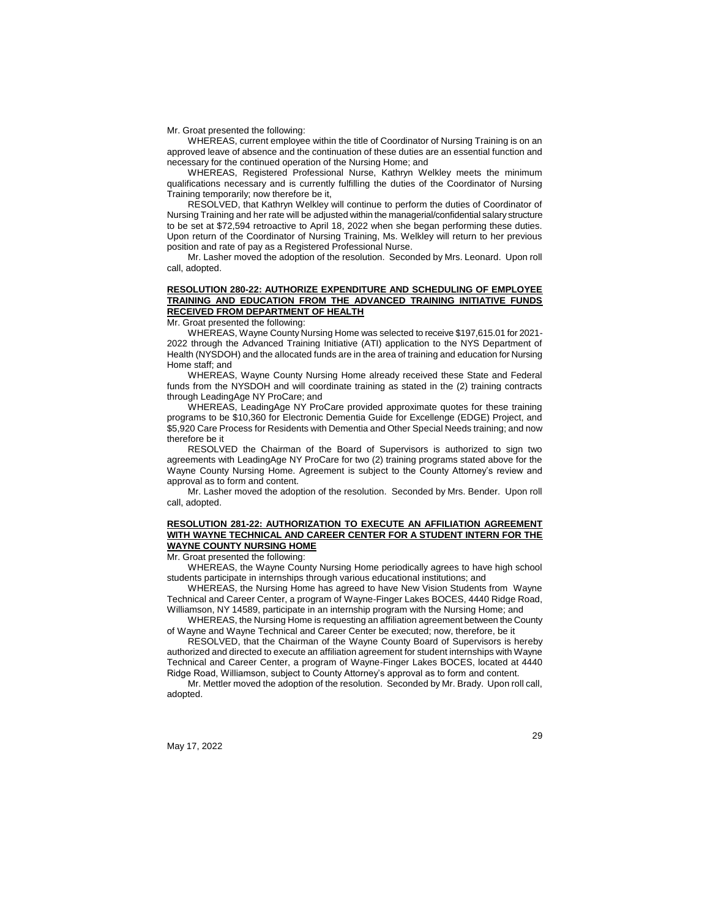Mr. Groat presented the following:

WHEREAS, current employee within the title of Coordinator of Nursing Training is on an approved leave of absence and the continuation of these duties are an essential function and necessary for the continued operation of the Nursing Home; and

WHEREAS, Registered Professional Nurse, Kathryn Welkley meets the minimum qualifications necessary and is currently fulfilling the duties of the Coordinator of Nursing Training temporarily; now therefore be it,

RESOLVED, that Kathryn Welkley will continue to perform the duties of Coordinator of Nursing Training and her rate will be adjusted within the managerial/confidential salary structure to be set at $72,594 retroactive to April 18, 2022 when she began performing these duties. Upon return of the Coordinator of Nursing Training, Ms. Welkley will return to her previous position and rate of pay as a Registered Professional Nurse.

Mr. Lasher moved the adoption of the resolution. Seconded by Mrs. Leonard. Upon roll call, adopted.

**RESOLUTION 280-22: AUTHORIZE EXPENDITURE AND SCHEDULING OF EMPLOYEE TRAINING AND EDUCATION FROM THE ADVANCED TRAINING INITIATIVE FUNDS RECEIVED FROM DEPARTMENT OF HEALTH**

Mr. Groat presented the following:

WHEREAS, Wayne County Nursing Home was selected to receive $197,615.01 for 2021-2022 through the Advanced Training Initiative (ATI) application to the NYS Department of Health (NYSDOH) and the allocated funds are in the area of training and education for Nursing Home staff; and

WHEREAS, Wayne County Nursing Home already received these State and Federal funds from the NYSDOH and will coordinate training as stated in the (2) training contracts through LeadingAge NY ProCare; and

WHEREAS, LeadingAge NY ProCare provided approximate quotes for these training programs to be $10,360 for Electronic Dementia Guide for Excellenge (EDGE) Project, and $5,920 Care Process for Residents with Dementia and Other Special Needs training; and now therefore be it

RESOLVED the Chairman of the Board of Supervisors is authorized to sign two agreements with LeadingAge NY ProCare for two (2) training programs stated above for the Wayne County Nursing Home. Agreement is subject to the County Attorney's review and approval as to form and content.

Mr. Lasher moved the adoption of the resolution. Seconded by Mrs. Bender. Upon roll call, adopted.

**RESOLUTION 281-22: AUTHORIZATION TO EXECUTE AN AFFILIATION AGREEMENT WITH WAYNE TECHNICAL AND CAREER CENTER FOR A STUDENT INTERN FOR THE WAYNE COUNTY NURSING HOME**

Mr. Groat presented the following:

WHEREAS, the Wayne County Nursing Home periodically agrees to have high school students participate in internships through various educational institutions; and

WHEREAS, the Nursing Home has agreed to have New Vision Students from Wayne Technical and Career Center, a program of Wayne-Finger Lakes BOCES, 4440 Ridge Road, Williamson, NY 14589, participate in an internship program with the Nursing Home; and

WHEREAS, the Nursing Home is requesting an affiliation agreement between the County of Wayne and Wayne Technical and Career Center be executed; now, therefore, be it

RESOLVED, that the Chairman of the Wayne County Board of Supervisors is hereby authorized and directed to execute an affiliation agreement for student internships with Wayne Technical and Career Center, a program of Wayne-Finger Lakes BOCES, located at 4440 Ridge Road, Williamson, subject to County Attorney's approval as to form and content.

Mr. Mettler moved the adoption of the resolution. Seconded by Mr. Brady. Upon roll call, adopted.

May 17, 2022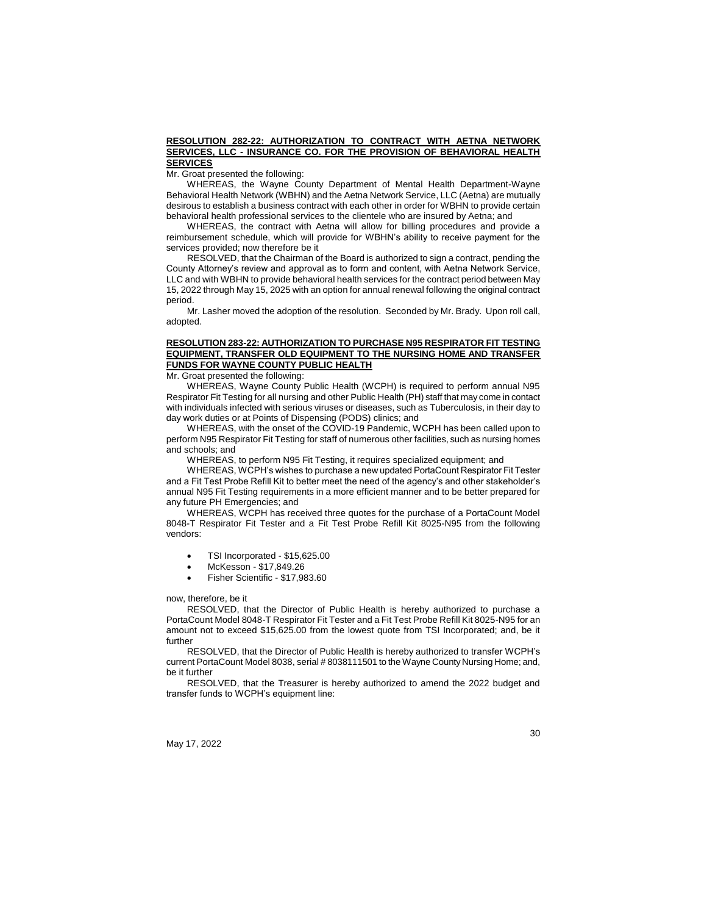**RESOLUTION 282-22: AUTHORIZATION TO CONTRACT WITH AETNA NETWORK SERVICES, LLC - INSURANCE CO. FOR THE PROVISION OF BEHAVIORAL HEALTH SERVICES**

Mr. Groat presented the following:

WHEREAS, the Wayne County Department of Mental Health Department-Wayne Behavioral Health Network (WBHN) and the Aetna Network Service, LLC (Aetna) are mutually desirous to establish a business contract with each other in order for WBHN to provide certain behavioral health professional services to the clientele who are insured by Aetna; and

WHEREAS, the contract with Aetna will allow for billing procedures and provide a reimbursement schedule, which will provide for WBHN's ability to receive payment for the services provided; now therefore be it

RESOLVED, that the Chairman of the Board is authorized to sign a contract, pending the County Attorney's review and approval as to form and content, with Aetna Network Service, LLC and with WBHN to provide behavioral health services for the contract period between May 15, 2022 through May 15, 2025 with an option for annual renewal following the original contract period.

Mr. Lasher moved the adoption of the resolution. Seconded by Mr. Brady. Upon roll call, adopted.

**RESOLUTION 283-22: AUTHORIZATION TO PURCHASE N95 RESPIRATOR FIT TESTING EQUIPMENT, TRANSFER OLD EQUIPMENT TO THE NURSING HOME AND TRANSFER FUNDS FOR WAYNE COUNTY PUBLIC HEALTH**

Mr. Groat presented the following:

WHEREAS, Wayne County Public Health (WCPH) is required to perform annual N95 Respirator Fit Testing for all nursing and other Public Health (PH) staff that may come in contact with individuals infected with serious viruses or diseases, such as Tuberculosis, in their day to day work duties or at Points of Dispensing (PODS) clinics; and

WHEREAS, with the onset of the COVID-19 Pandemic, WCPH has been called upon to perform N95 Respirator Fit Testing for staff of numerous other facilities, such as nursing homes and schools; and

WHEREAS, to perform N95 Fit Testing, it requires specialized equipment; and

WHEREAS, WCPH's wishes to purchase a new updated PortaCount Respirator Fit Tester and a Fit Test Probe Refill Kit to better meet the need of the agency's and other stakeholder's annual N95 Fit Testing requirements in a more efficient manner and to be better prepared for any future PH Emergencies; and

WHEREAS, WCPH has received three quotes for the purchase of a PortaCount Model 8048-T Respirator Fit Tester and a Fit Test Probe Refill Kit 8025-N95 from the following vendors:

- TSI Incorporated - $15,625.00
- McKesson - $17,849.26
- Fisher Scientific - $17,983.60

now, therefore, be it

RESOLVED, that the Director of Public Health is hereby authorized to purchase a PortaCount Model 8048-T Respirator Fit Tester and a Fit Test Probe Refill Kit 8025-N95 for an amount not to exceed $15,625.00 from the lowest quote from TSI Incorporated; and, be it further

RESOLVED, that the Director of Public Health is hereby authorized to transfer WCPH's current PortaCount Model 8038, serial # 8038111501 to the Wayne County Nursing Home; and, be it further

RESOLVED, that the Treasurer is hereby authorized to amend the 2022 budget and transfer funds to WCPH's equipment line: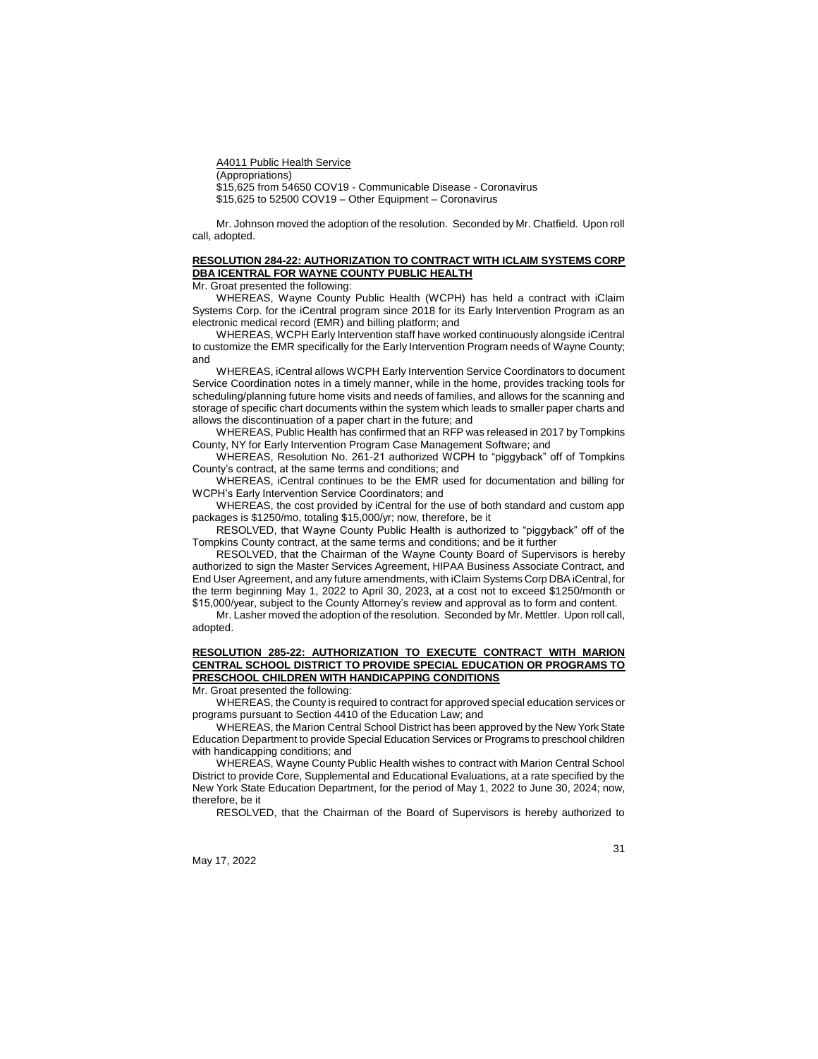A4011 Public Health Service
(Appropriations)
$15,625 from 54650 COV19 - Communicable Disease - Coronavirus
$15,625 to 52500 COV19 – Other Equipment – Coronavirus

Mr. Johnson moved the adoption of the resolution. Seconded by Mr. Chatfield. Upon roll call, adopted.

**RESOLUTION 284-22: AUTHORIZATION TO CONTRACT WITH ICLAIM SYSTEMS CORP DBA ICENTRAL FOR WAYNE COUNTY PUBLIC HEALTH**

Mr. Groat presented the following:

WHEREAS, Wayne County Public Health (WCPH) has held a contract with iClaim Systems Corp. for the iCentral program since 2018 for its Early Intervention Program as an electronic medical record (EMR) and billing platform; and

WHEREAS, WCPH Early Intervention staff have worked continuously alongside iCentral to customize the EMR specifically for the Early Intervention Program needs of Wayne County; and

WHEREAS, iCentral allows WCPH Early Intervention Service Coordinators to document Service Coordination notes in a timely manner, while in the home, provides tracking tools for scheduling/planning future home visits and needs of families, and allows for the scanning and storage of specific chart documents within the system which leads to smaller paper charts and allows the discontinuation of a paper chart in the future; and

WHEREAS, Public Health has confirmed that an RFP was released in 2017 by Tompkins County, NY for Early Intervention Program Case Management Software; and

WHEREAS, Resolution No. 261-21 authorized WCPH to "piggyback" off of Tompkins County's contract, at the same terms and conditions; and

WHEREAS, iCentral continues to be the EMR used for documentation and billing for WCPH's Early Intervention Service Coordinators; and

WHEREAS, the cost provided by iCentral for the use of both standard and custom app packages is $1250/mo, totaling $15,000/yr; now, therefore, be it

RESOLVED, that Wayne County Public Health is authorized to "piggyback" off of the Tompkins County contract, at the same terms and conditions; and be it further

RESOLVED, that the Chairman of the Wayne County Board of Supervisors is hereby authorized to sign the Master Services Agreement, HIPAA Business Associate Contract, and End User Agreement, and any future amendments, with iClaim Systems Corp DBA iCentral, for the term beginning May 1, 2022 to April 30, 2023, at a cost not to exceed $1250/month or $15,000/year, subject to the County Attorney's review and approval as to form and content.

Mr. Lasher moved the adoption of the resolution. Seconded by Mr. Mettler. Upon roll call, adopted.

**RESOLUTION 285-22: AUTHORIZATION TO EXECUTE CONTRACT WITH MARION CENTRAL SCHOOL DISTRICT TO PROVIDE SPECIAL EDUCATION OR PROGRAMS TO PRESCHOOL CHILDREN WITH HANDICAPPING CONDITIONS**

Mr. Groat presented the following:

WHEREAS, the County is required to contract for approved special education services or programs pursuant to Section 4410 of the Education Law; and

WHEREAS, the Marion Central School District has been approved by the New York State Education Department to provide Special Education Services or Programs to preschool children with handicapping conditions; and

WHEREAS, Wayne County Public Health wishes to contract with Marion Central School District to provide Core, Supplemental and Educational Evaluations, at a rate specified by the New York State Education Department, for the period of May 1, 2022 to June 30, 2024; now, therefore, be it

RESOLVED, that the Chairman of the Board of Supervisors is hereby authorized to

May 17, 2022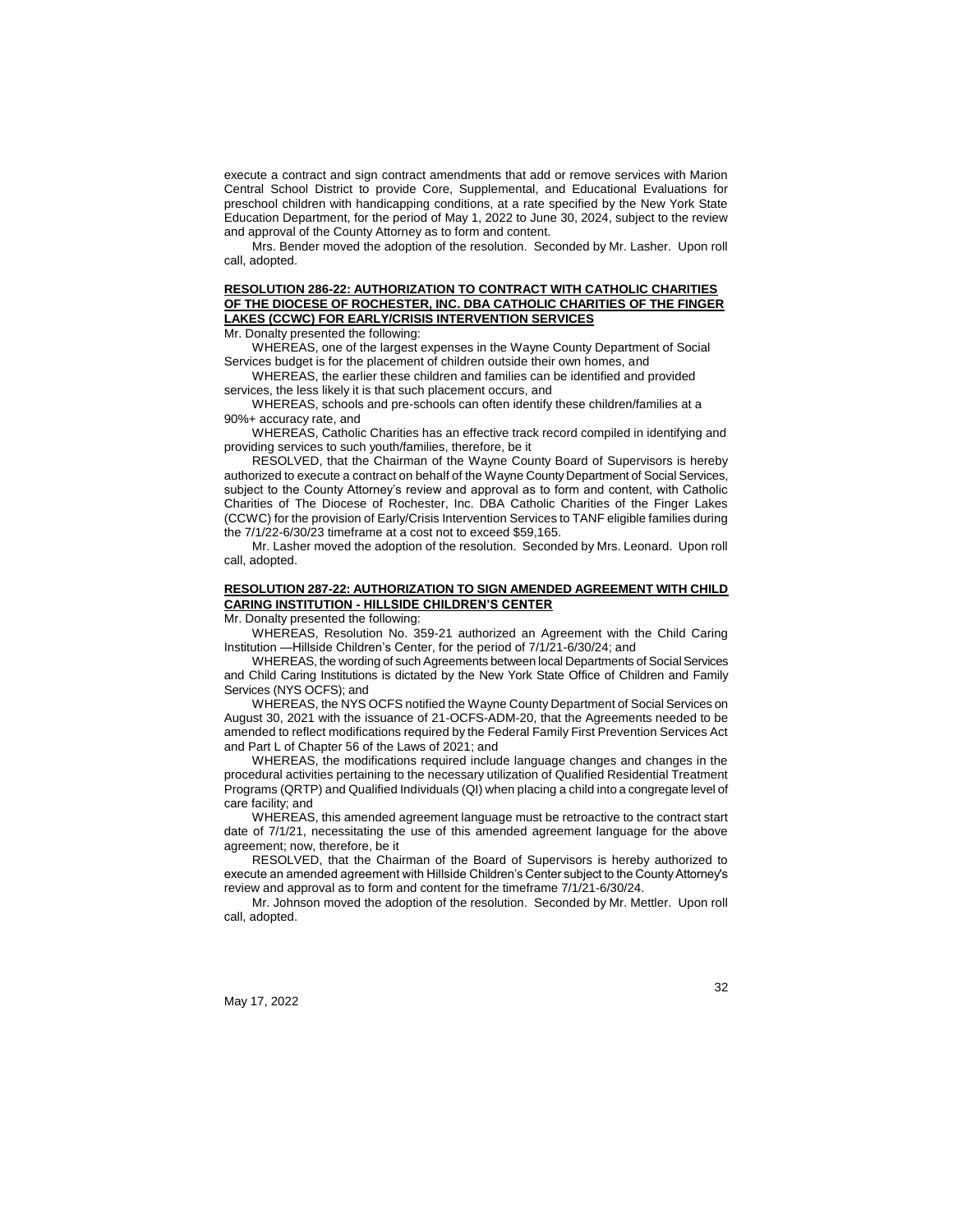execute a contract and sign contract amendments that add or remove services with Marion Central School District to provide Core, Supplemental, and Educational Evaluations for preschool children with handicapping conditions, at a rate specified by the New York State Education Department, for the period of May 1, 2022 to June 30, 2024, subject to the review and approval of the County Attorney as to form and content.

Mrs. Bender moved the adoption of the resolution. Seconded by Mr. Lasher. Upon roll call, adopted.

**RESOLUTION 286-22: AUTHORIZATION TO CONTRACT WITH CATHOLIC CHARITIES OF THE DIOCESE OF ROCHESTER, INC. DBA CATHOLIC CHARITIES OF THE FINGER LAKES (CCWC) FOR EARLY/CRISIS INTERVENTION SERVICES**

Mr. Donalty presented the following:

WHEREAS, one of the largest expenses in the Wayne County Department of Social Services budget is for the placement of children outside their own homes, and

WHEREAS, the earlier these children and families can be identified and provided services, the less likely it is that such placement occurs, and

WHEREAS, schools and pre-schools can often identify these children/families at a 90%+ accuracy rate, and

WHEREAS, Catholic Charities has an effective track record compiled in identifying and providing services to such youth/families, therefore, be it

RESOLVED, that the Chairman of the Wayne County Board of Supervisors is hereby authorized to execute a contract on behalf of the Wayne County Department of Social Services, subject to the County Attorney's review and approval as to form and content, with Catholic Charities of The Diocese of Rochester, Inc. DBA Catholic Charities of the Finger Lakes (CCWC) for the provision of Early/Crisis Intervention Services to TANF eligible families during the 7/1/22-6/30/23 timeframe at a cost not to exceed $59,165.

Mr. Lasher moved the adoption of the resolution. Seconded by Mrs. Leonard. Upon roll call, adopted.

**RESOLUTION 287-22: AUTHORIZATION TO SIGN AMENDED AGREEMENT WITH CHILD CARING INSTITUTION - HILLSIDE CHILDREN'S CENTER**

Mr. Donalty presented the following:

WHEREAS, Resolution No. 359-21 authorized an Agreement with the Child Caring Institution —Hillside Children's Center, for the period of 7/1/21-6/30/24; and

WHEREAS, the wording of such Agreements between local Departments of Social Services and Child Caring Institutions is dictated by the New York State Office of Children and Family Services (NYS OCFS); and

WHEREAS, the NYS OCFS notified the Wayne County Department of Social Services on August 30, 2021 with the issuance of 21-OCFS-ADM-20, that the Agreements needed to be amended to reflect modifications required by the Federal Family First Prevention Services Act and Part L of Chapter 56 of the Laws of 2021; and

WHEREAS, the modifications required include language changes and changes in the procedural activities pertaining to the necessary utilization of Qualified Residential Treatment Programs (QRTP) and Qualified Individuals (QI) when placing a child into a congregate level of care facility; and

WHEREAS, this amended agreement language must be retroactive to the contract start date of 7/1/21, necessitating the use of this amended agreement language for the above agreement; now, therefore, be it

RESOLVED, that the Chairman of the Board of Supervisors is hereby authorized to execute an amended agreement with Hillside Children's Center subject to the County Attorney's review and approval as to form and content for the timeframe 7/1/21-6/30/24.

Mr. Johnson moved the adoption of the resolution. Seconded by Mr. Mettler. Upon roll call, adopted.

May 17, 2022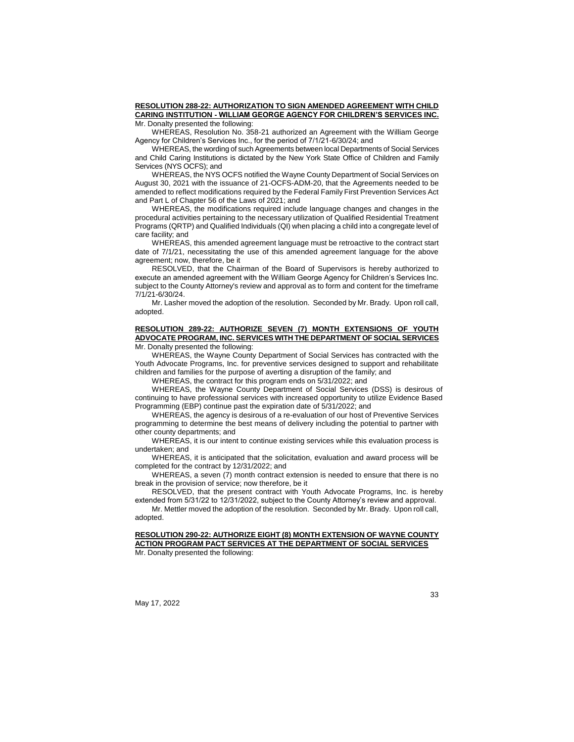**RESOLUTION 288-22: AUTHORIZATION TO SIGN AMENDED AGREEMENT WITH CHILD CARING INSTITUTION - WILLIAM GEORGE AGENCY FOR CHILDREN'S SERVICES INC.**

Mr. Donalty presented the following:

WHEREAS, Resolution No. 358-21 authorized an Agreement with the William George Agency for Children's Services Inc., for the period of 7/1/21-6/30/24; and

WHEREAS, the wording of such Agreements between local Departments of Social Services and Child Caring Institutions is dictated by the New York State Office of Children and Family Services (NYS OCFS); and

WHEREAS, the NYS OCFS notified the Wayne County Department of Social Services on August 30, 2021 with the issuance of 21-OCFS-ADM-20, that the Agreements needed to be amended to reflect modifications required by the Federal Family First Prevention Services Act and Part L of Chapter 56 of the Laws of 2021; and

WHEREAS, the modifications required include language changes and changes in the procedural activities pertaining to the necessary utilization of Qualified Residential Treatment Programs (QRTP) and Qualified Individuals (QI) when placing a child into a congregate level of care facility; and

WHEREAS, this amended agreement language must be retroactive to the contract start date of 7/1/21, necessitating the use of this amended agreement language for the above agreement; now, therefore, be it

RESOLVED, that the Chairman of the Board of Supervisors is hereby authorized to execute an amended agreement with the William George Agency for Children's Services Inc. subject to the County Attorney's review and approval as to form and content for the timeframe 7/1/21-6/30/24.

Mr. Lasher moved the adoption of the resolution. Seconded by Mr. Brady. Upon roll call, adopted.

**RESOLUTION 289-22: AUTHORIZE SEVEN (7) MONTH EXTENSIONS OF YOUTH ADVOCATE PROGRAM, INC. SERVICES WITH THE DEPARTMENT OF SOCIAL SERVICES**

Mr. Donalty presented the following:

WHEREAS, the Wayne County Department of Social Services has contracted with the Youth Advocate Programs, Inc. for preventive services designed to support and rehabilitate children and families for the purpose of averting a disruption of the family; and

WHEREAS, the contract for this program ends on 5/31/2022; and

WHEREAS, the Wayne County Department of Social Services (DSS) is desirous of continuing to have professional services with increased opportunity to utilize Evidence Based Programming (EBP) continue past the expiration date of 5/31/2022; and

WHEREAS, the agency is desirous of a re-evaluation of our host of Preventive Services programming to determine the best means of delivery including the potential to partner with other county departments; and

WHEREAS, it is our intent to continue existing services while this evaluation process is undertaken; and

WHEREAS, it is anticipated that the solicitation, evaluation and award process will be completed for the contract by 12/31/2022; and

WHEREAS, a seven (7) month contract extension is needed to ensure that there is no break in the provision of service; now therefore, be it

RESOLVED, that the present contract with Youth Advocate Programs, Inc. is hereby extended from 5/31/22 to 12/31/2022, subject to the County Attorney's review and approval.

Mr. Mettler moved the adoption of the resolution. Seconded by Mr. Brady. Upon roll call, adopted.

**RESOLUTION 290-22: AUTHORIZE EIGHT (8) MONTH EXTENSION OF WAYNE COUNTY ACTION PROGRAM PACT SERVICES AT THE DEPARTMENT OF SOCIAL SERVICES**

Mr. Donalty presented the following:

May 17, 2022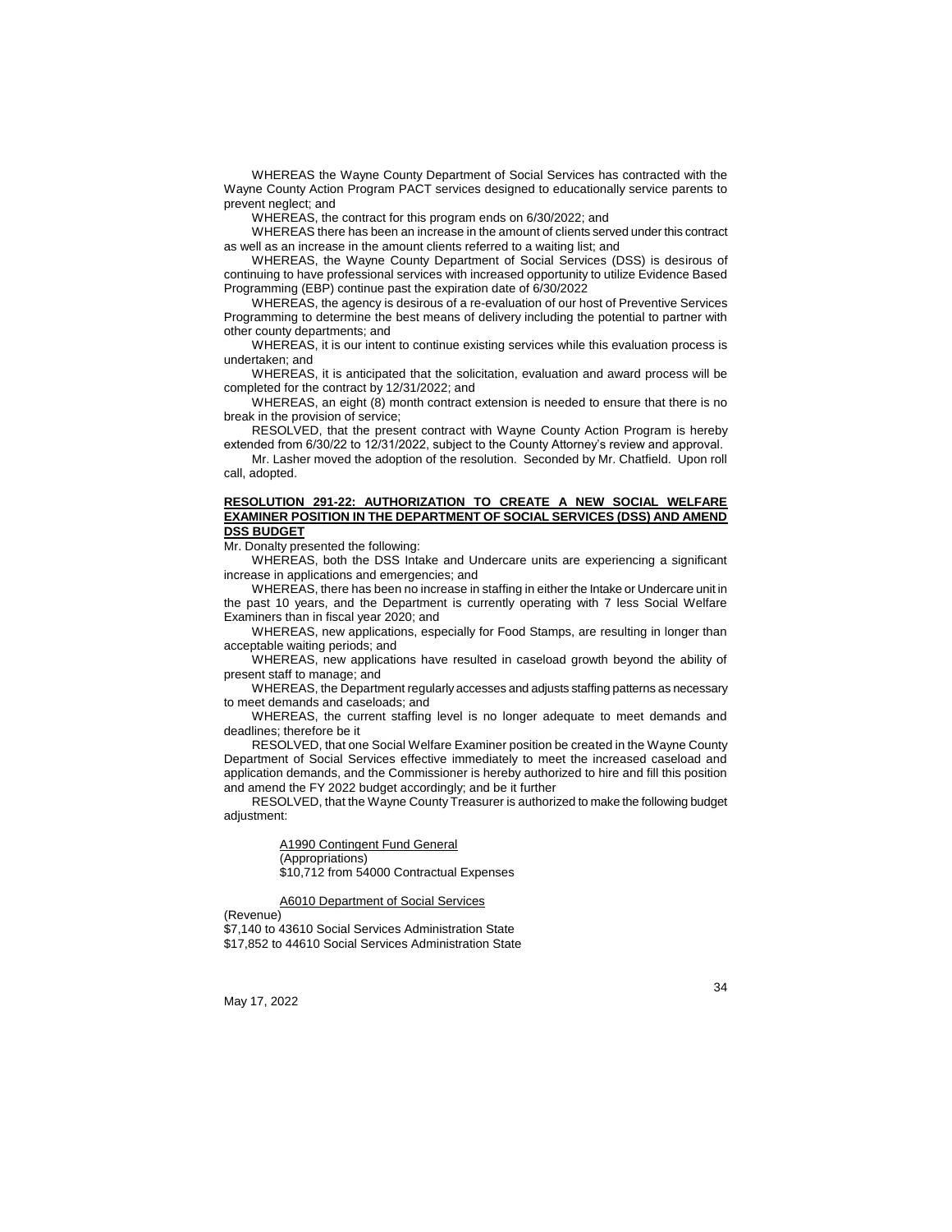WHEREAS the Wayne County Department of Social Services has contracted with the Wayne County Action Program PACT services designed to educationally service parents to prevent neglect; and

WHEREAS, the contract for this program ends on 6/30/2022; and

WHEREAS there has been an increase in the amount of clients served under this contract as well as an increase in the amount clients referred to a waiting list; and

WHEREAS, the Wayne County Department of Social Services (DSS) is desirous of continuing to have professional services with increased opportunity to utilize Evidence Based Programming (EBP) continue past the expiration date of 6/30/2022

WHEREAS, the agency is desirous of a re-evaluation of our host of Preventive Services Programming to determine the best means of delivery including the potential to partner with other county departments; and

WHEREAS, it is our intent to continue existing services while this evaluation process is undertaken; and

WHEREAS, it is anticipated that the solicitation, evaluation and award process will be completed for the contract by 12/31/2022; and

WHEREAS, an eight (8) month contract extension is needed to ensure that there is no break in the provision of service;

RESOLVED, that the present contract with Wayne County Action Program is hereby extended from 6/30/22 to 12/31/2022, subject to the County Attorney's review and approval.

Mr. Lasher moved the adoption of the resolution. Seconded by Mr. Chatfield. Upon roll call, adopted.

**RESOLUTION 291-22: AUTHORIZATION TO CREATE A NEW SOCIAL WELFARE EXAMINER POSITION IN THE DEPARTMENT OF SOCIAL SERVICES (DSS) AND AMEND DSS BUDGET**

Mr. Donalty presented the following:

WHEREAS, both the DSS Intake and Undercare units are experiencing a significant increase in applications and emergencies; and

WHEREAS, there has been no increase in staffing in either the Intake or Undercare unit in the past 10 years, and the Department is currently operating with 7 less Social Welfare Examiners than in fiscal year 2020; and

WHEREAS, new applications, especially for Food Stamps, are resulting in longer than acceptable waiting periods; and

WHEREAS, new applications have resulted in caseload growth beyond the ability of present staff to manage; and

WHEREAS, the Department regularly accesses and adjusts staffing patterns as necessary to meet demands and caseloads; and

WHEREAS, the current staffing level is no longer adequate to meet demands and deadlines; therefore be it

RESOLVED, that one Social Welfare Examiner position be created in the Wayne County Department of Social Services effective immediately to meet the increased caseload and application demands, and the Commissioner is hereby authorized to hire and fill this position and amend the FY 2022 budget accordingly; and be it further

RESOLVED, that the Wayne County Treasurer is authorized to make the following budget adjustment:

A1990 Contingent Fund General
(Appropriations)
$10,712 from 54000 Contractual Expenses

A6010 Department of Social Services
(Revenue)
$7,140 to 43610 Social Services Administration State
$17,852 to 44610 Social Services Administration State

May 17, 2022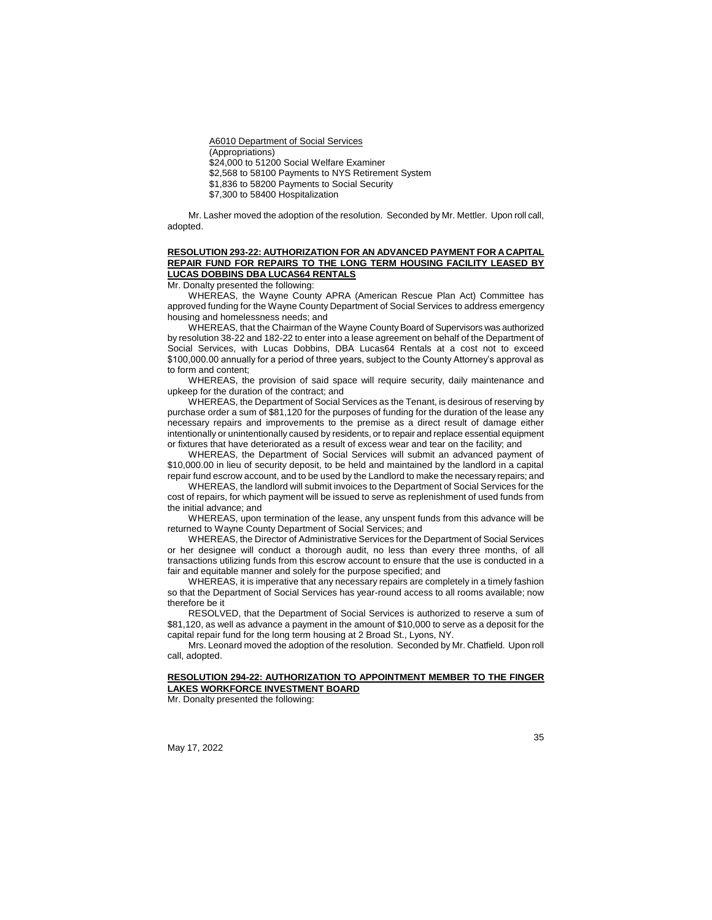A6010 Department of Social Services
(Appropriations)
$24,000 to 51200 Social Welfare Examiner
$2,568 to 58100 Payments to NYS Retirement System
$1,836 to 58200 Payments to Social Security
$7,300 to 58400 Hospitalization

Mr. Lasher moved the adoption of the resolution. Seconded by Mr. Mettler. Upon roll call, adopted.

**RESOLUTION 293-22: AUTHORIZATION FOR AN ADVANCED PAYMENT FOR A CAPITAL REPAIR FUND FOR REPAIRS TO THE LONG TERM HOUSING FACILITY LEASED BY LUCAS DOBBINS DBA LUCAS64 RENTALS**

Mr. Donalty presented the following:

WHEREAS, the Wayne County APRA (American Rescue Plan Act) Committee has approved funding for the Wayne County Department of Social Services to address emergency housing and homelessness needs; and

WHEREAS, that the Chairman of the Wayne County Board of Supervisors was authorized by resolution 38-22 and 182-22 to enter into a lease agreement on behalf of the Department of Social Services, with Lucas Dobbins, DBA Lucas64 Rentals at a cost not to exceed $100,000.00 annually for a period of three years, subject to the County Attorney's approval as to form and content;

WHEREAS, the provision of said space will require security, daily maintenance and upkeep for the duration of the contract; and

WHEREAS, the Department of Social Services as the Tenant, is desirous of reserving by purchase order a sum of $81,120 for the purposes of funding for the duration of the lease any necessary repairs and improvements to the premise as a direct result of damage either intentionally or unintentionally caused by residents, or to repair and replace essential equipment or fixtures that have deteriorated as a result of excess wear and tear on the facility; and

WHEREAS, the Department of Social Services will submit an advanced payment of $10,000.00 in lieu of security deposit, to be held and maintained by the landlord in a capital repair fund escrow account, and to be used by the Landlord to make the necessary repairs; and

WHEREAS, the landlord will submit invoices to the Department of Social Services for the cost of repairs, for which payment will be issued to serve as replenishment of used funds from the initial advance; and

WHEREAS, upon termination of the lease, any unspent funds from this advance will be returned to Wayne County Department of Social Services; and

WHEREAS, the Director of Administrative Services for the Department of Social Services or her designee will conduct a thorough audit, no less than every three months, of all transactions utilizing funds from this escrow account to ensure that the use is conducted in a fair and equitable manner and solely for the purpose specified; and

WHEREAS, it is imperative that any necessary repairs are completely in a timely fashion so that the Department of Social Services has year-round access to all rooms available; now therefore be it

RESOLVED, that the Department of Social Services is authorized to reserve a sum of $81,120, as well as advance a payment in the amount of $10,000 to serve as a deposit for the capital repair fund for the long term housing at 2 Broad St., Lyons, NY.

Mrs. Leonard moved the adoption of the resolution. Seconded by Mr. Chatfield. Upon roll call, adopted.

**RESOLUTION 294-22: AUTHORIZATION TO APPOINTMENT MEMBER TO THE FINGER LAKES WORKFORCE INVESTMENT BOARD**

Mr. Donalty presented the following: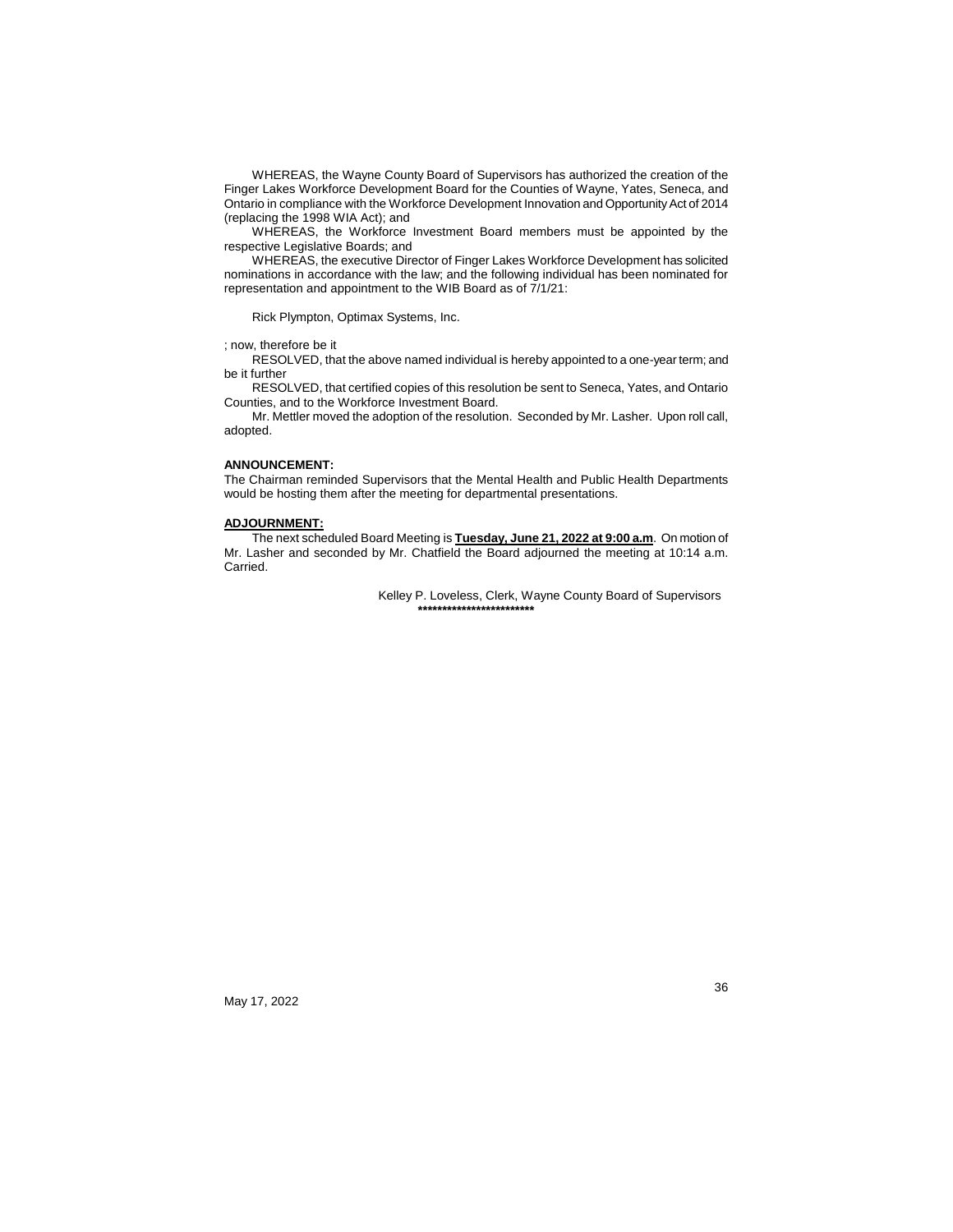WHEREAS, the Wayne County Board of Supervisors has authorized the creation of the Finger Lakes Workforce Development Board for the Counties of Wayne, Yates, Seneca, and Ontario in compliance with the Workforce Development Innovation and Opportunity Act of 2014 (replacing the 1998 WIA Act); and

WHEREAS, the Workforce Investment Board members must be appointed by the respective Legislative Boards; and

WHEREAS, the executive Director of Finger Lakes Workforce Development has solicited nominations in accordance with the law; and the following individual has been nominated for representation and appointment to the WIB Board as of 7/1/21:

Rick Plympton, Optimax Systems, Inc.

; now, therefore be it

RESOLVED, that the above named individual is hereby appointed to a one-year term; and be it further

RESOLVED, that certified copies of this resolution be sent to Seneca, Yates, and Ontario Counties, and to the Workforce Investment Board.

Mr. Mettler moved the adoption of the resolution. Seconded by Mr. Lasher. Upon roll call, adopted.

**ANNOUNCEMENT:**

The Chairman reminded Supervisors that the Mental Health and Public Health Departments would be hosting them after the meeting for departmental presentations.

**ADJOURNMENT:**

The next scheduled Board Meeting is **Tuesday, June 21, 2022 at 9:00 a.m**. On motion of Mr. Lasher and seconded by Mr. Chatfield the Board adjourned the meeting at 10:14 a.m. Carried.

Kelley P. Loveless, Clerk, Wayne County Board of Supervisors

************************